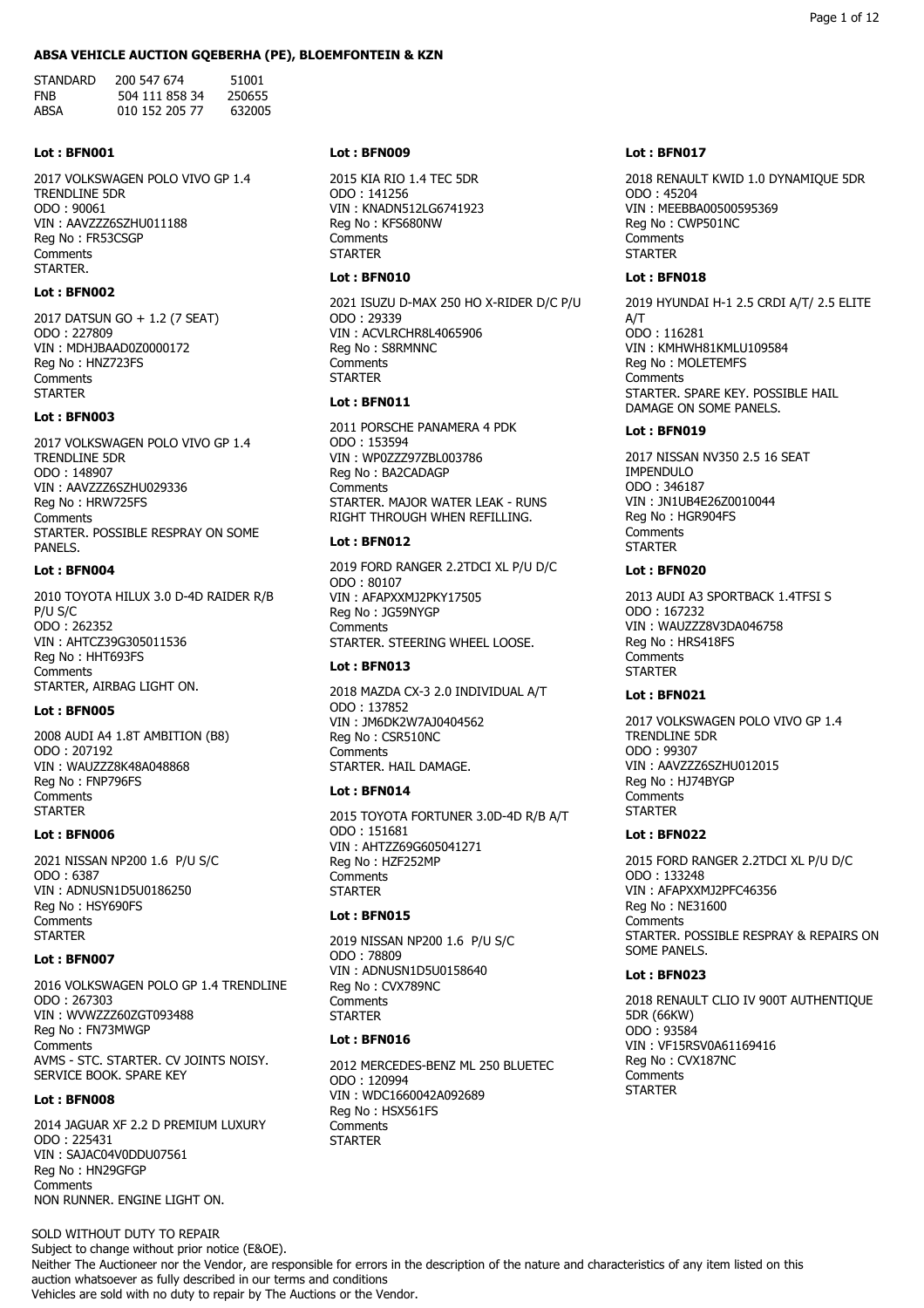**ABSA VEHICLE AUCTION GQEBERHA (PE), BLOEMFONTEIN & KZN**

| | | |
|---|---|---|
| STANDARD | 200 547 674 | 51001 |
| FNB | 504 111 858 34 | 250655 |
| ABSA | 010 152 205 77 | 632005 |

**Lot : BFN001**

2017 VOLKSWAGEN POLO VIVO GP 1.4 TRENDLINE 5DR
ODO : 90061
VIN : AAVZZZ6SZHU011188
Reg No : FR53CSGP
Comments
STARTER.

**Lot : BFN002**

2017 DATSUN GO + 1.2 (7 SEAT)
ODO : 227809
VIN : MDHJBAAD0Z0000172
Reg No : HNZ723FS
Comments
STARTER

**Lot : BFN003**

2017 VOLKSWAGEN POLO VIVO GP 1.4 TRENDLINE 5DR
ODO : 148907
VIN : AAVZZZ6SZHU029336
Reg No : HRW725FS
Comments
STARTER. POSSIBLE RESPRAY ON SOME PANELS.

**Lot : BFN004**

2010 TOYOTA HILUX 3.0 D-4D RAIDER R/B P/U S/C
ODO : 262352
VIN : AHTCZ39G305011536
Reg No : HHT693FS
Comments
STARTER, AIRBAG LIGHT ON.

**Lot : BFN005**

2008 AUDI A4 1.8T AMBITION (B8)
ODO : 207192
VIN : WAUZZZ8K48A048868
Reg No : FNP796FS
Comments
STARTER

**Lot : BFN006**

2021 NISSAN NP200 1.6 P/U S/C
ODO : 6387
VIN : ADNUSN1D5U0186250
Reg No : HSY690FS
Comments
STARTER

**Lot : BFN007**

2016 VOLKSWAGEN POLO GP 1.4 TRENDLINE
ODO : 267303
VIN : WVWZZZ60ZGT093488
Reg No : FN73MWGP
Comments
AVMS - STC. STARTER. CV JOINTS NOISY. SERVICE BOOK. SPARE KEY

**Lot : BFN008**

2014 JAGUAR XF 2.2 D PREMIUM LUXURY
ODO : 225431
VIN : SAJAC04V0DDU07561
Reg No : HN29GFGP
Comments
NON RUNNER. ENGINE LIGHT ON.

**Lot : BFN009**

2015 KIA RIO 1.4 TEC 5DR
ODO : 141256
VIN : KNADN512LG6741923
Reg No : KFS680NW
Comments
STARTER

**Lot : BFN010**

2021 ISUZU D-MAX 250 HO X-RIDER D/C P/U
ODO : 29339
VIN : ACVLRCHR8L4065906
Reg No : S8RMNNC
Comments
STARTER

**Lot : BFN011**

2011 PORSCHE PANAMERA 4 PDK
ODO : 153594
VIN : WP0ZZZ97ZBL003786
Reg No : BA2CADAGP
Comments
STARTER. MAJOR WATER LEAK - RUNS RIGHT THROUGH WHEN REFILLING.

**Lot : BFN012**

2019 FORD RANGER 2.2TDCI XL P/U D/C
ODO : 80107
VIN : AFAPXXMJ2PKY17505
Reg No : JG59NYGP
Comments
STARTER. STEERING WHEEL LOOSE.

**Lot : BFN013**

2018 MAZDA CX-3 2.0 INDIVIDUAL A/T
ODO : 137852
VIN : JM6DK2W7AJ0404562
Reg No : CSR510NC
Comments
STARTER. HAIL DAMAGE.

**Lot : BFN014**

2015 TOYOTA FORTUNER 3.0D-4D R/B A/T
ODO : 151681
VIN : AHTZZ69G605041271
Reg No : HZF252MP
Comments
STARTER

**Lot : BFN015**

2019 NISSAN NP200 1.6 P/U S/C
ODO : 78809
VIN : ADNUSN1D5U0158640
Reg No : CVX789NC
Comments
STARTER

**Lot : BFN016**

2012 MERCEDES-BENZ ML 250 BLUETEC
ODO : 120994
VIN : WDC1660042A092689
Reg No : HSX561FS
Comments
STARTER

**Lot : BFN017**

2018 RENAULT KWID 1.0 DYNAMIQUE 5DR
ODO : 45204
VIN : MEEBBA00500595369
Reg No : CWP501NC
Comments
STARTER

**Lot : BFN018**

2019 HYUNDAI H-1 2.5 CRDI A/T/ 2.5 ELITE A/T
ODO : 116281
VIN : KMHWH81KMLU109584
Reg No : MOLETEMFS
Comments
STARTER. SPARE KEY. POSSIBLE HAIL DAMAGE ON SOME PANELS.

**Lot : BFN019**

2017 NISSAN NV350 2.5 16 SEAT IMPENDULO
ODO : 346187
VIN : JN1UB4E26Z0010044
Reg No : HGR904FS
Comments
STARTER

**Lot : BFN020**

2013 AUDI A3 SPORTBACK 1.4TFSI S
ODO : 167232
VIN : WAUZZZ8V3DA046758
Reg No : HRS418FS
Comments
STARTER

**Lot : BFN021**

2017 VOLKSWAGEN POLO VIVO GP 1.4 TRENDLINE 5DR
ODO : 99307
VIN : AAVZZZ6SZHU012015
Reg No : HJ74BYGP
Comments
STARTER

**Lot : BFN022**

2015 FORD RANGER 2.2TDCI XL P/U D/C
ODO : 133248
VIN : AFAPXXMJ2PFC46356
Reg No : NE31600
Comments
STARTER. POSSIBLE RESPRAY & REPAIRS ON SOME PANELS.

**Lot : BFN023**

2018 RENAULT CLIO IV 900T AUTHENTIQUE 5DR (66KW)
ODO : 93584
VIN : VF15RSV0A61169416
Reg No : CVX187NC
Comments
STARTER

SOLD WITHOUT DUTY TO REPAIR
Subject to change without prior notice (E&OE).
Neither The Auctioneer nor the Vendor, are responsible for errors in the description of the nature and characteristics of any item listed on this auction whatsoever as fully described in our terms and conditions
Vehicles are sold with no duty to repair by The Auctions or the Vendor.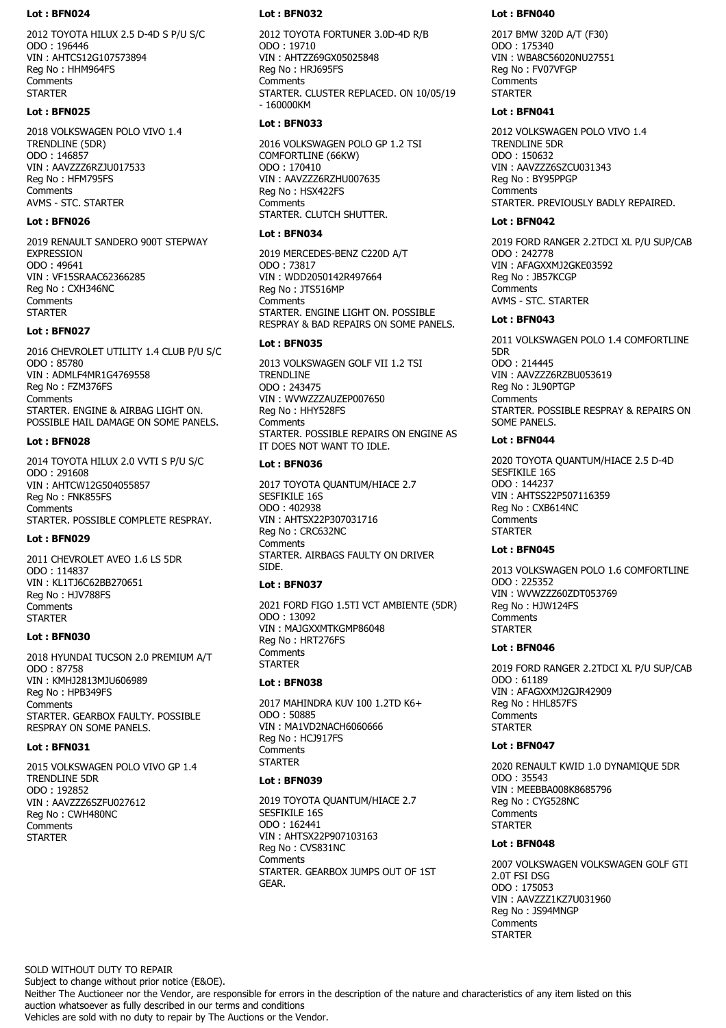**Lot : BFN024**

2012 TOYOTA HILUX 2.5 D-4D S P/U S/C
ODO : 196446
VIN : AHTCS12G107573894
Reg No : HHM964FS
Comments
STARTER

**Lot : BFN025**

2018 VOLKSWAGEN POLO VIVO 1.4 TRENDLINE (5DR)
ODO : 146857
VIN : AAVZZZ6RZJU017533
Reg No : HFM795FS
Comments
AVMS - STC. STARTER

**Lot : BFN026**

2019 RENAULT SANDERO 900T STEPWAY EXPRESSION
ODO : 49641
VIN : VF15SRAAC62366285
Reg No : CXH346NC
Comments
STARTER

**Lot : BFN027**

2016 CHEVROLET UTILITY 1.4 CLUB P/U S/C
ODO : 85780
VIN : ADMLF4MR1G4769558
Reg No : FZM376FS
Comments
STARTER. ENGINE & AIRBAG LIGHT ON. POSSIBLE HAIL DAMAGE ON SOME PANELS.

**Lot : BFN028**

2014 TOYOTA HILUX 2.0 VVTI S P/U S/C
ODO : 291608
VIN : AHTCW12G504055857
Reg No : FNK855FS
Comments
STARTER. POSSIBLE COMPLETE RESPRAY.

**Lot : BFN029**

2011 CHEVROLET AVEO 1.6 LS 5DR
ODO : 114837
VIN : KL1TJ6C62BB270651
Reg No : HJV788FS
Comments
STARTER

**Lot : BFN030**

2018 HYUNDAI TUCSON 2.0 PREMIUM A/T
ODO : 87758
VIN : KMHJ2813MJU606989
Reg No : HPB349FS
Comments
STARTER. GEARBOX FAULTY. POSSIBLE RESPRAY ON SOME PANELS.

**Lot : BFN031**

2015 VOLKSWAGEN POLO VIVO GP 1.4 TRENDLINE 5DR
ODO : 192852
VIN : AAVZZZ6SZFU027612
Reg No : CWH480NC
Comments
STARTER

**Lot : BFN032**

2012 TOYOTA FORTUNER 3.0D-4D R/B
ODO : 19710
VIN : AHTZZ69GX05025848
Reg No : HRJ695FS
Comments
STARTER. CLUSTER REPLACED. ON 10/05/19 - 160000KM

**Lot : BFN033**

2016 VOLKSWAGEN POLO GP 1.2 TSI COMFORTLINE (66KW)
ODO : 170410
VIN : AAVZZZ6RZHU007635
Reg No : HSX422FS
Comments
STARTER. CLUTCH SHUTTER.

**Lot : BFN034**

2019 MERCEDES-BENZ C220D A/T
ODO : 73817
VIN : WDD2050142R497664
Reg No : JTS516MP
Comments
STARTER. ENGINE LIGHT ON. POSSIBLE RESPRAY & BAD REPAIRS ON SOME PANELS.

**Lot : BFN035**

2013 VOLKSWAGEN GOLF VII 1.2 TSI TRENDLINE
ODO : 243475
VIN : WVWZZZAUZEP007650
Reg No : HHY528FS
Comments
STARTER. POSSIBLE REPAIRS ON ENGINE AS IT DOES NOT WANT TO IDLE.

**Lot : BFN036**

2017 TOYOTA QUANTUM/HIACE 2.7 SESFIKILE 16S
ODO : 402938
VIN : AHTSX22P307031716
Reg No : CRC632NC
Comments
STARTER. AIRBAGS FAULTY ON DRIVER SIDE.

**Lot : BFN037**

2021 FORD FIGO 1.5TI VCT AMBIENTE (5DR)
ODO : 13092
VIN : MAJGXXMTKGMP86048
Reg No : HRT276FS
Comments
STARTER

**Lot : BFN038**

2017 MAHINDRA KUV 100 1.2TD K6+
ODO : 50885
VIN : MA1VD2NACH6060666
Reg No : HCJ917FS
Comments
STARTER

**Lot : BFN039**

2019 TOYOTA QUANTUM/HIACE 2.7 SESFIKILE 16S
ODO : 162441
VIN : AHTSX22P907103163
Reg No : CVS831NC
Comments
STARTER. GEARBOX JUMPS OUT OF 1ST GEAR.

**Lot : BFN040**

2017 BMW 320D A/T (F30)
ODO : 175340
VIN : WBA8C56020NU27551
Reg No : FV07VFGP
Comments
STARTER

**Lot : BFN041**

2012 VOLKSWAGEN POLO VIVO 1.4 TRENDLINE 5DR
ODO : 150632
VIN : AAVZZZ6SZCU031343
Reg No : BY95PPGP
Comments
STARTER. PREVIOUSLY BADLY REPAIRED.

**Lot : BFN042**

2019 FORD RANGER 2.2TDCI XL P/U SUP/CAB
ODO : 242778
VIN : AFAGXXMJ2GKE03592
Reg No : JB57KCGP
Comments
AVMS - STC. STARTER

**Lot : BFN043**

2011 VOLKSWAGEN POLO 1.4 COMFORTLINE 5DR
ODO : 214445
VIN : AAVZZZ6RZBU053619
Reg No : JL90PTGP
Comments
STARTER. POSSIBLE RESPRAY & REPAIRS ON SOME PANELS.

**Lot : BFN044**

2020 TOYOTA QUANTUM/HIACE 2.5 D-4D SESFIKILE 16S
ODO : 144237
VIN : AHTSS22P507116359
Reg No : CXB614NC
Comments
STARTER

**Lot : BFN045**

2013 VOLKSWAGEN POLO 1.6 COMFORTLINE
ODO : 225352
VIN : WVWZZZ60ZDT053769
Reg No : HJW124FS
Comments
STARTER

**Lot : BFN046**

2019 FORD RANGER 2.2TDCI XL P/U SUP/CAB
ODO : 61189
VIN : AFAGXXMJ2GJR42909
Reg No : HHL857FS
Comments
STARTER

**Lot : BFN047**

2020 RENAULT KWID 1.0 DYNAMIQUE 5DR
ODO : 35543
VIN : MEEBBA008K8685796
Reg No : CYG528NC
Comments
STARTER

**Lot : BFN048**

2007 VOLKSWAGEN VOLKSWAGEN GOLF GTI 2.0T FSI DSG
ODO : 175053
VIN : AAVZZZ1KZ7U031960
Reg No : JS94MNGP
Comments
STARTER

SOLD WITHOUT DUTY TO REPAIR
Subject to change without prior notice (E&OE).
Neither The Auctioneer nor the Vendor, are responsible for errors in the description of the nature and characteristics of any item listed on this auction whatsoever as fully described in our terms and conditions
Vehicles are sold with no duty to repair by The Auctions or the Vendor.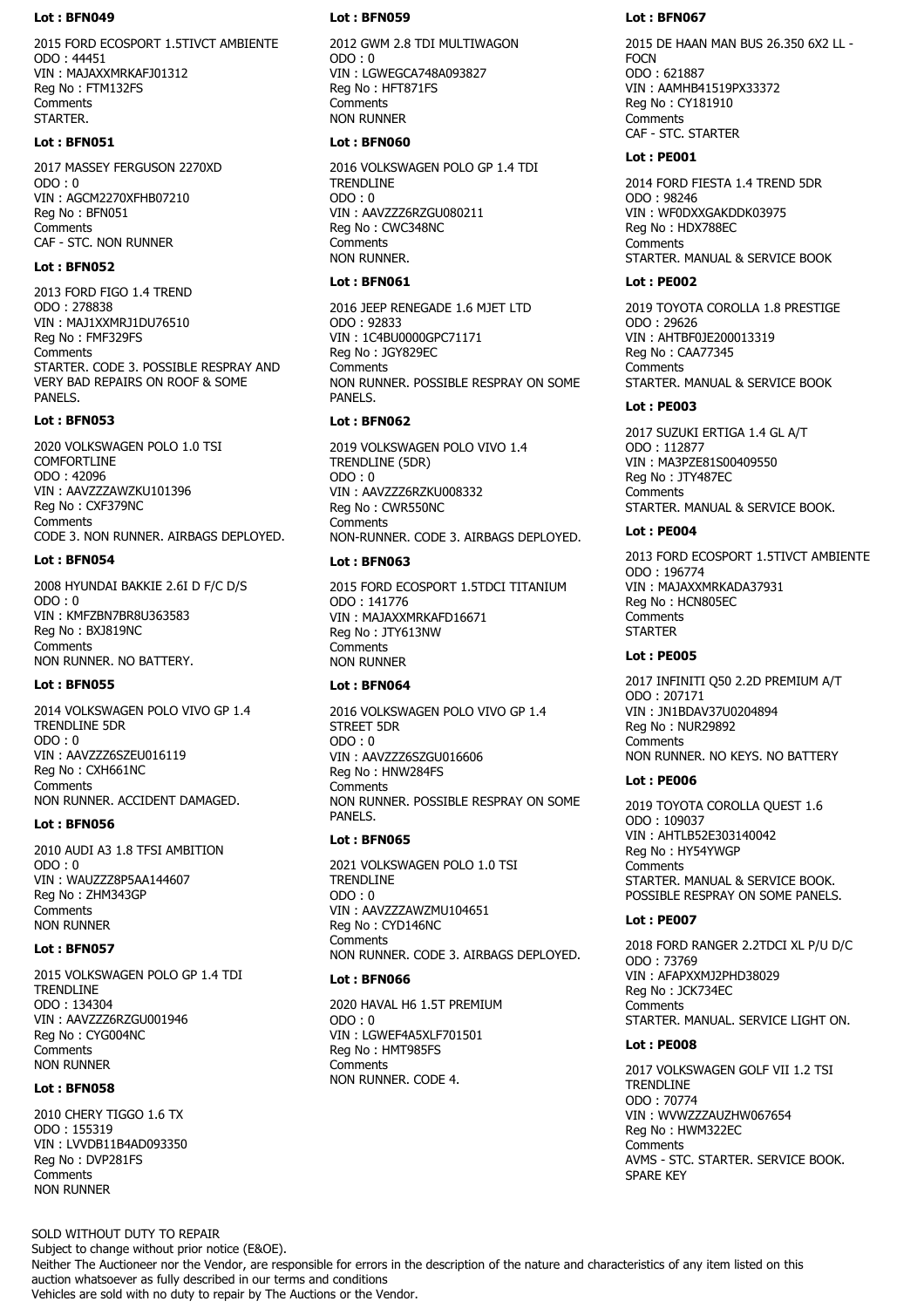### Lot : BFN049

2015 FORD ECOSPORT 1.5TIVCT AMBIENTE
ODO : 44451
VIN : MAJAXXMRKAFJ01312
Reg No : FTM132FS
Comments
STARTER.

### Lot : BFN051

2017 MASSEY FERGUSON 2270XD
ODO : 0
VIN : AGCM2270XFHB07210
Reg No : BFN051
Comments
CAF - STC. NON RUNNER

### Lot : BFN052

2013 FORD FIGO 1.4 TREND
ODO : 278838
VIN : MAJ1XXMRJ1DU76510
Reg No : FMF329FS
Comments
STARTER. CODE 3. POSSIBLE RESPRAY AND VERY BAD REPAIRS ON ROOF & SOME PANELS.

### Lot : BFN053

2020 VOLKSWAGEN POLO 1.0 TSI COMFORTLINE
ODO : 42096
VIN : AAVZZZAWZKU101396
Reg No : CXF379NC
Comments
CODE 3. NON RUNNER. AIRBAGS DEPLOYED.

### Lot : BFN054

2008 HYUNDAI BAKKIE 2.6I D F/C D/S
ODO : 0
VIN : KMFZBN7BR8U363583
Reg No : BXJ819NC
Comments
NON RUNNER. NO BATTERY.

### Lot : BFN055

2014 VOLKSWAGEN POLO VIVO GP 1.4 TRENDLINE 5DR
ODO : 0
VIN : AAVZZZ6SZEU016119
Reg No : CXH661NC
Comments
NON RUNNER. ACCIDENT DAMAGED.

### Lot : BFN056

2010 AUDI A3 1.8 TFSI AMBITION
ODO : 0
VIN : WAUZZZ8P5AA144607
Reg No : ZHM343GP
Comments
NON RUNNER

### Lot : BFN057

2015 VOLKSWAGEN POLO GP 1.4 TDI TRENDLINE
ODO : 134304
VIN : AAVZZZ6RZGU001946
Reg No : CYG004NC
Comments
NON RUNNER

### Lot : BFN058

2010 CHERY TIGGO 1.6 TX
ODO : 155319
VIN : LVVDB11B4AD093350
Reg No : DVP281FS
Comments
NON RUNNER

### Lot : BFN059

2012 GWM 2.8 TDI MULTIWAGON
ODO : 0
VIN : LGWEGCA748A093827
Reg No : HFT871FS
Comments
NON RUNNER

### Lot : BFN060

2016 VOLKSWAGEN POLO GP 1.4 TDI TRENDLINE
ODO : 0
VIN : AAVZZZ6RZGU080211
Reg No : CWC348NC
Comments
NON RUNNER.

### Lot : BFN061

2016 JEEP RENEGADE 1.6 MJET LTD
ODO : 92833
VIN : 1C4BU0000GPC71171
Reg No : JGY829EC
Comments
NON RUNNER. POSSIBLE RESPRAY ON SOME PANELS.

### Lot : BFN062

2019 VOLKSWAGEN POLO VIVO 1.4 TRENDLINE (5DR)
ODO : 0
VIN : AAVZZZ6RZKU008332
Reg No : CWR550NC
Comments
NON-RUNNER. CODE 3. AIRBAGS DEPLOYED.

### Lot : BFN063

2015 FORD ECOSPORT 1.5TDCI TITANIUM
ODO : 141776
VIN : MAJAXXMRKAFD16671
Reg No : JTY613NW
Comments
NON RUNNER

### Lot : BFN064

2016 VOLKSWAGEN POLO VIVO GP 1.4 STREET 5DR
ODO : 0
VIN : AAVZZZ6SZGU016606
Reg No : HNW284FS
Comments
NON RUNNER. POSSIBLE RESPRAY ON SOME PANELS.

### Lot : BFN065

2021 VOLKSWAGEN POLO 1.0 TSI TRENDLINE
ODO : 0
VIN : AAVZZZAWZMU104651
Reg No : CYD146NC
Comments
NON RUNNER. CODE 3. AIRBAGS DEPLOYED.

### Lot : BFN066

2020 HAVAL H6 1.5T PREMIUM
ODO : 0
VIN : LGWEF4A5XLF701501
Reg No : HMT985FS
Comments
NON RUNNER. CODE 4.

### Lot : BFN067

2015 DE HAAN MAN BUS 26.350 6X2 LL - FOCN
ODO : 621887
VIN : AAMHB41519PX33372
Reg No : CY181910
Comments
CAF - STC. STARTER

### Lot : PE001

2014 FORD FIESTA 1.4 TREND 5DR
ODO : 98246
VIN : WF0DXXGAKDDK03975
Reg No : HDX788EC
Comments
STARTER. MANUAL & SERVICE BOOK

### Lot : PE002

2019 TOYOTA COROLLA 1.8 PRESTIGE
ODO : 29626
VIN : AHTBF0JE200013319
Reg No : CAA77345
Comments
STARTER. MANUAL & SERVICE BOOK

### Lot : PE003

2017 SUZUKI ERTIGA 1.4 GL A/T
ODO : 112877
VIN : MA3PZE81S00409550
Reg No : JTY487EC
Comments
STARTER. MANUAL & SERVICE BOOK.

### Lot : PE004

2013 FORD ECOSPORT 1.5TIVCT AMBIENTE
ODO : 196774
VIN : MAJAXXMRKADA37931
Reg No : HCN805EC
Comments
STARTER

### Lot : PE005

2017 INFINITI Q50 2.2D PREMIUM A/T
ODO : 207171
VIN : JN1BDAV37U0204894
Reg No : NUR29892
Comments
NON RUNNER. NO KEYS. NO BATTERY

### Lot : PE006

2019 TOYOTA COROLLA QUEST 1.6
ODO : 109037
VIN : AHTLB52E303140042
Reg No : HY54YWGP
Comments
STARTER. MANUAL & SERVICE BOOK. POSSIBLE RESPRAY ON SOME PANELS.

### Lot : PE007

2018 FORD RANGER 2.2TDCI XL P/U D/C
ODO : 73769
VIN : AFAPXXMJ2PHD38029
Reg No : JCK734EC
Comments
STARTER. MANUAL. SERVICE LIGHT ON.

### Lot : PE008

2017 VOLKSWAGEN GOLF VII 1.2 TSI TRENDLINE
ODO : 70774
VIN : WVWZZZAUZHW067654
Reg No : HWM322EC
Comments
AVMS - STC. STARTER. SERVICE BOOK. SPARE KEY

SOLD WITHOUT DUTY TO REPAIR
Subject to change without prior notice (E&OE).
Neither The Auctioneer nor the Vendor, are responsible for errors in the description of the nature and characteristics of any item listed on this auction whatsoever as fully described in our terms and conditions
Vehicles are sold with no duty to repair by The Auctions or the Vendor.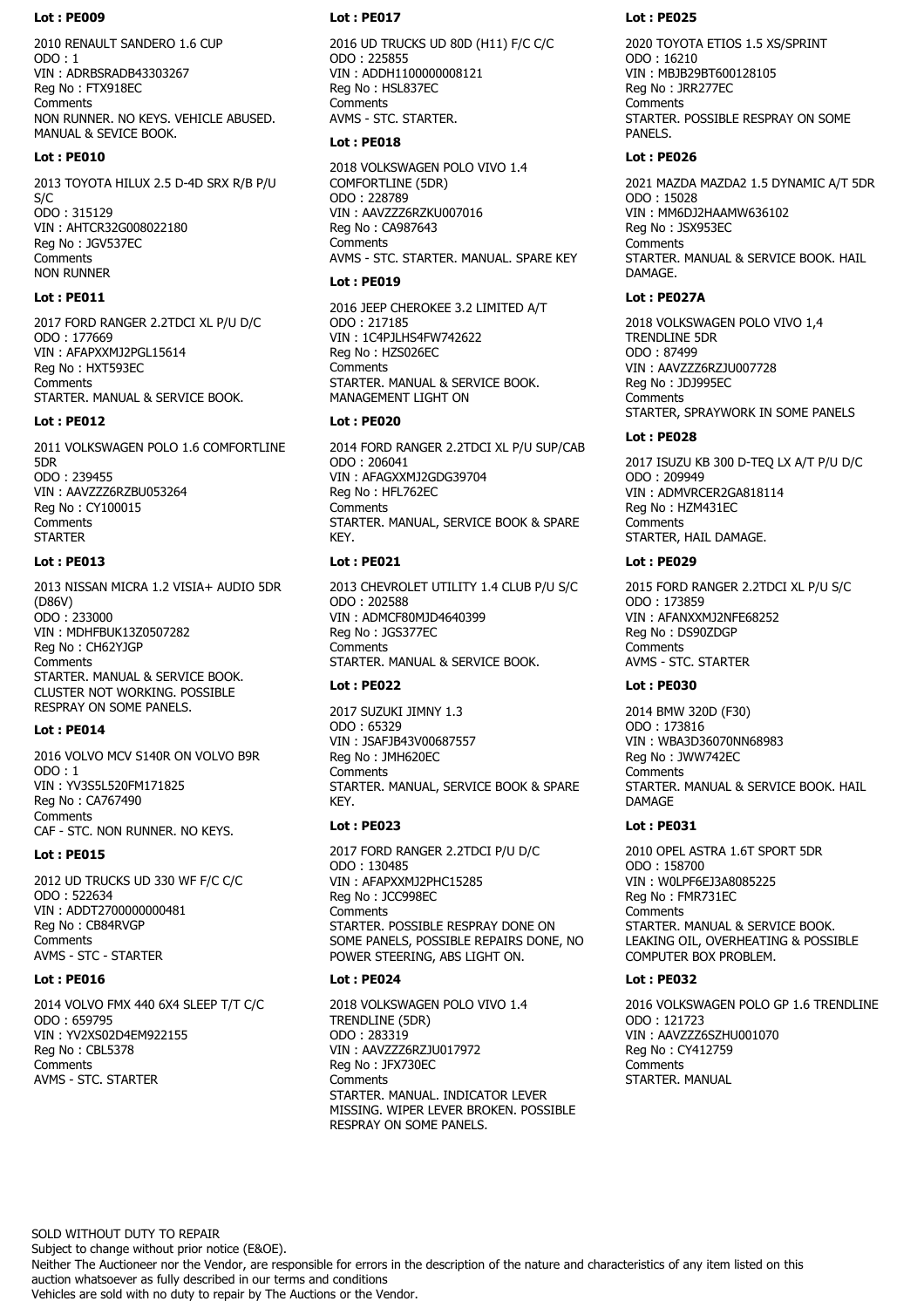**Lot : PE009**

2010 RENAULT SANDERO 1.6 CUP
ODO : 1
VIN : ADRBSRADB43303267
Reg No : FTX918EC
Comments
NON RUNNER. NO KEYS. VEHICLE ABUSED. MANUAL & SEVICE BOOK.

**Lot : PE010**

2013 TOYOTA HILUX 2.5 D-4D SRX R/B P/U S/C
ODO : 315129
VIN : AHTCR32G008022180
Reg No : JGV537EC
Comments
NON RUNNER

**Lot : PE011**

2017 FORD RANGER 2.2TDCI XL P/U D/C
ODO : 177669
VIN : AFAPXXMJ2PGL15614
Reg No : HXT593EC
Comments
STARTER. MANUAL & SERVICE BOOK.

**Lot : PE012**

2011 VOLKSWAGEN POLO 1.6 COMFORTLINE 5DR
ODO : 239455
VIN : AAVZZZ6RZBU053264
Reg No : CY100015
Comments
STARTER

**Lot : PE013**

2013 NISSAN MICRA 1.2 VISIA+ AUDIO 5DR (D86V)
ODO : 233000
VIN : MDHFBUK13Z0507282
Reg No : CH62YJGP
Comments
STARTER. MANUAL & SERVICE BOOK. CLUSTER NOT WORKING. POSSIBLE RESPRAY ON SOME PANELS.

**Lot : PE014**

2016 VOLVO MCV S140R ON VOLVO B9R
ODO : 1
VIN : YV3S5L520FM171825
Reg No : CA767490
Comments
CAF - STC. NON RUNNER. NO KEYS.

**Lot : PE015**

2012 UD TRUCKS UD 330 WF F/C C/C
ODO : 522634
VIN : ADDT2700000000481
Reg No : CB84RVGP
Comments
AVMS - STC - STARTER

**Lot : PE016**

2014 VOLVO FMX 440 6X4 SLEEP T/T C/C
ODO : 659795
VIN : YV2XS02D4EM922155
Reg No : CBL5378
Comments
AVMS - STC. STARTER

**Lot : PE017**

2016 UD TRUCKS UD 80D (H11) F/C C/C
ODO : 225855
VIN : ADDH1100000008121
Reg No : HSL837EC
Comments
AVMS - STC. STARTER.

**Lot : PE018**

2018 VOLKSWAGEN POLO VIVO 1.4 COMFORTLINE (5DR)
ODO : 228789
VIN : AAVZZZ6RZKU007016
Reg No : CA987643
Comments
AVMS - STC. STARTER. MANUAL. SPARE KEY

**Lot : PE019**

2016 JEEP CHEROKEE 3.2 LIMITED A/T
ODO : 217185
VIN : 1C4PJLHS4FW742622
Reg No : HZS026EC
Comments
STARTER. MANUAL & SERVICE BOOK. MANAGEMENT LIGHT ON

**Lot : PE020**

2014 FORD RANGER 2.2TDCI XL P/U SUP/CAB
ODO : 206041
VIN : AFAGXXMJ2GDG39704
Reg No : HFL762EC
Comments
STARTER. MANUAL, SERVICE BOOK & SPARE KEY.

**Lot : PE021**

2013 CHEVROLET UTILITY 1.4 CLUB P/U S/C
ODO : 202588
VIN : ADMCF80MJD4640399
Reg No : JGS377EC
Comments
STARTER. MANUAL & SERVICE BOOK.

**Lot : PE022**

2017 SUZUKI JIMNY 1.3
ODO : 65329
VIN : JSAFJB43V00687557
Reg No : JMH620EC
Comments
STARTER. MANUAL, SERVICE BOOK & SPARE KEY.

**Lot : PE023**

2017 FORD RANGER 2.2TDCI P/U D/C
ODO : 130485
VIN : AFAPXXMJ2PHC15285
Reg No : JCC998EC
Comments
STARTER. POSSIBLE RESPRAY DONE ON SOME PANELS, POSSIBLE REPAIRS DONE, NO POWER STEERING, ABS LIGHT ON.

**Lot : PE024**

2018 VOLKSWAGEN POLO VIVO 1.4 TRENDLINE (5DR)
ODO : 283319
VIN : AAVZZZ6RZJU017972
Reg No : JFX730EC
Comments
STARTER. MANUAL. INDICATOR LEVER MISSING. WIPER LEVER BROKEN. POSSIBLE RESPRAY ON SOME PANELS.

**Lot : PE025**

2020 TOYOTA ETIOS 1.5 XS/SPRINT
ODO : 16210
VIN : MBJB29BT600128105
Reg No : JRR277EC
Comments
STARTER. POSSIBLE RESPRAY ON SOME PANELS.

**Lot : PE026**

2021 MAZDA MAZDA2 1.5 DYNAMIC A/T 5DR
ODO : 15028
VIN : MM6DJ2HAAMW636102
Reg No : JSX953EC
Comments
STARTER. MANUAL & SERVICE BOOK. HAIL DAMAGE.

**Lot : PE027A**

2018 VOLKSWAGEN POLO VIVO 1,4 TRENDLINE 5DR
ODO : 87499
VIN : AAVZZZ6RZJU007728
Reg No : JDJ995EC
Comments
STARTER, SPRAYWORK IN SOME PANELS

**Lot : PE028**

2017 ISUZU KB 300 D-TEQ LX A/T P/U D/C
ODO : 209949
VIN : ADMVRCER2GA818114
Reg No : HZM431EC
Comments
STARTER, HAIL DAMAGE.

**Lot : PE029**

2015 FORD RANGER 2.2TDCI XL P/U S/C
ODO : 173859
VIN : AFANXXMJ2NFE68252
Reg No : DS90ZDGP
Comments
AVMS - STC. STARTER

**Lot : PE030**

2014 BMW 320D (F30)
ODO : 173816
VIN : WBA3D36070NN68983
Reg No : JWW742EC
Comments
STARTER. MANUAL & SERVICE BOOK. HAIL DAMAGE

**Lot : PE031**

2010 OPEL ASTRA 1.6T SPORT 5DR
ODO : 158700
VIN : W0LPF6EJ3A8085225
Reg No : FMR731EC
Comments
STARTER. MANUAL & SERVICE BOOK. LEAKING OIL, OVERHEATING & POSSIBLE COMPUTER BOX PROBLEM.

**Lot : PE032**

2016 VOLKSWAGEN POLO GP 1.6 TRENDLINE
ODO : 121723
VIN : AAVZZZ6SZHU001070
Reg No : CY412759
Comments
STARTER. MANUAL

SOLD WITHOUT DUTY TO REPAIR
Subject to change without prior notice (E&OE).
Neither The Auctioneer nor the Vendor, are responsible for errors in the description of the nature and characteristics of any item listed on this auction whatsoever as fully described in our terms and conditions
Vehicles are sold with no duty to repair by The Auctions or the Vendor.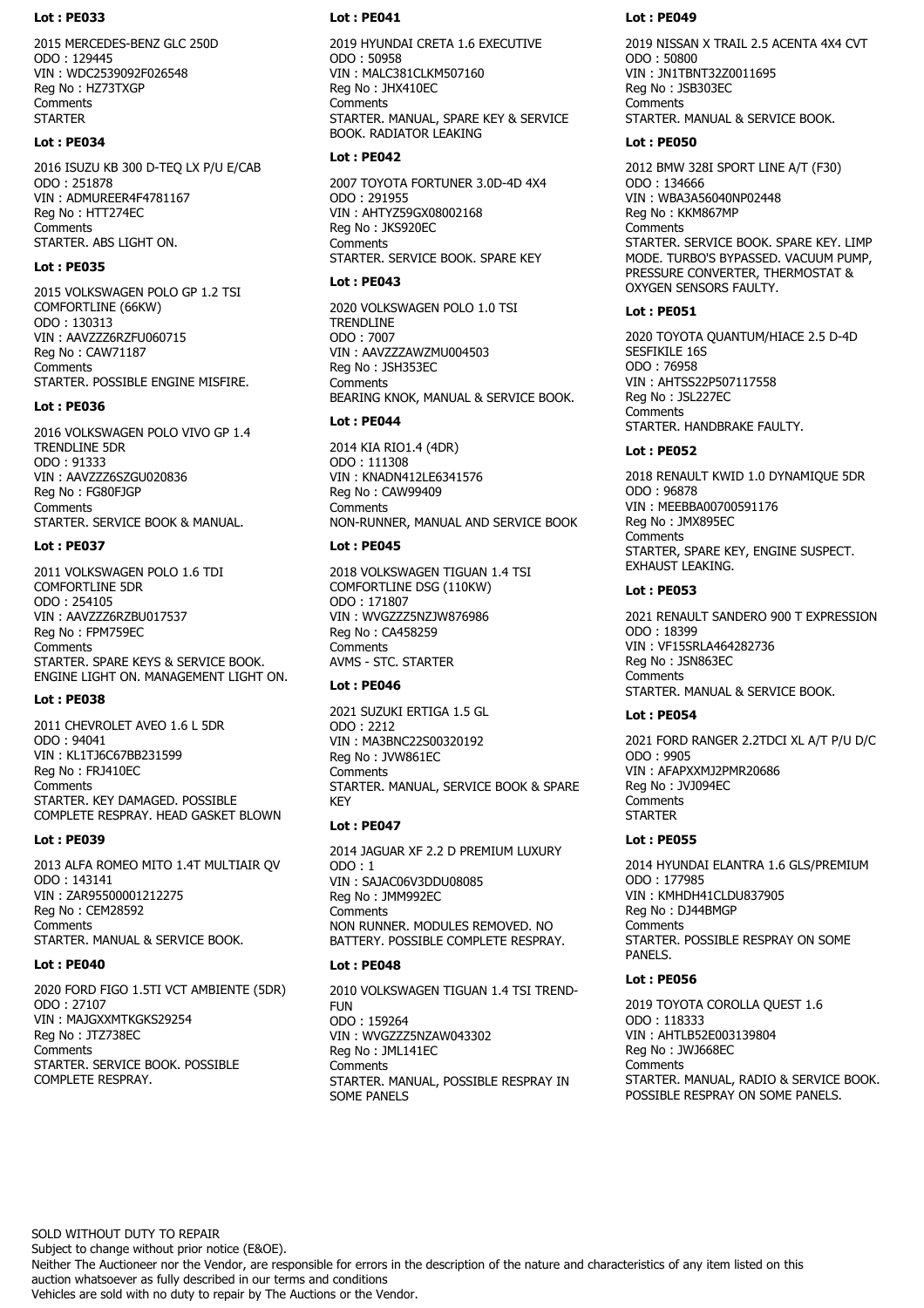### Lot : PE033

2015 MERCEDES-BENZ GLC 250D
ODO : 129445
VIN : WDC2539092F026548
Reg No : HZ73TXGP
Comments
STARTER

### Lot : PE034

2016 ISUZU KB 300 D-TEQ LX P/U E/CAB
ODO : 251878
VIN : ADMUREER4F4781167
Reg No : HTT274EC
Comments
STARTER. ABS LIGHT ON.

### Lot : PE035

2015 VOLKSWAGEN POLO GP 1.2 TSI COMFORTLINE (66KW)
ODO : 130313
VIN : AAVZZZ6RZFU060715
Reg No : CAW71187
Comments
STARTER. POSSIBLE ENGINE MISFIRE.

### Lot : PE036

2016 VOLKSWAGEN POLO VIVO GP 1.4 TRENDLINE 5DR
ODO : 91333
VIN : AAVZZZ6SZGU020836
Reg No : FG80FJGP
Comments
STARTER. SERVICE BOOK & MANUAL.

### Lot : PE037

2011 VOLKSWAGEN POLO 1.6 TDI COMFORTLINE 5DR
ODO : 254105
VIN : AAVZZZ6RZBU017537
Reg No : FPM759EC
Comments
STARTER. SPARE KEYS & SERVICE BOOK. ENGINE LIGHT ON. MANAGEMENT LIGHT ON.

### Lot : PE038

2011 CHEVROLET AVEO 1.6 L 5DR
ODO : 94041
VIN : KL1TJ6C67BB231599
Reg No : FRJ410EC
Comments
STARTER. KEY DAMAGED. POSSIBLE COMPLETE RESPRAY. HEAD GASKET BLOWN

### Lot : PE039

2013 ALFA ROMEO MITO 1.4T MULTIAIR QV
ODO : 143141
VIN : ZAR95500001212275
Reg No : CEM28592
Comments
STARTER. MANUAL & SERVICE BOOK.

### Lot : PE040

2020 FORD FIGO 1.5TI VCT AMBIENTE (5DR)
ODO : 27107
VIN : MAJGXXMTKGKS29254
Reg No : JTZ738EC
Comments
STARTER. SERVICE BOOK. POSSIBLE COMPLETE RESPRAY.

### Lot : PE041

2019 HYUNDAI CRETA 1.6 EXECUTIVE
ODO : 50958
VIN : MALC381CLKM507160
Reg No : JHX410EC
Comments
STARTER. MANUAL, SPARE KEY & SERVICE BOOK. RADIATOR LEAKING

### Lot : PE042

2007 TOYOTA FORTUNER 3.0D-4D 4X4
ODO : 291955
VIN : AHTYZ59GX08002168
Reg No : JKS920EC
Comments
STARTER. SERVICE BOOK. SPARE KEY

### Lot : PE043

2020 VOLKSWAGEN POLO 1.0 TSI TRENDLINE
ODO : 7007
VIN : AAVZZZAWZMU004503
Reg No : JSH353EC
Comments
BEARING KNOK, MANUAL & SERVICE BOOK.

### Lot : PE044

2014 KIA RIO1.4 (4DR)
ODO : 111308
VIN : KNADN412LE6341576
Reg No : CAW99409
Comments
NON-RUNNER, MANUAL AND SERVICE BOOK

### Lot : PE045

2018 VOLKSWAGEN TIGUAN 1.4 TSI COMFORTLINE DSG (110KW)
ODO : 171807
VIN : WVGZZZ5NZJW876986
Reg No : CA458259
Comments
AVMS - STC. STARTER

### Lot : PE046

2021 SUZUKI ERTIGA 1.5 GL
ODO : 2212
VIN : MA3BNC22S00320192
Reg No : JVW861EC
Comments
STARTER. MANUAL, SERVICE BOOK & SPARE KEY

### Lot : PE047

2014 JAGUAR XF 2.2 D PREMIUM LUXURY
ODO : 1
VIN : SAJAC06V3DDU08085
Reg No : JMM992EC
Comments
NON RUNNER. MODULES REMOVED. NO BATTERY. POSSIBLE COMPLETE RESPRAY.

### Lot : PE048

2010 VOLKSWAGEN TIGUAN 1.4 TSI TREND-FUN
ODO : 159264
VIN : WVGZZZ5NZAW043302
Reg No : JML141EC
Comments
STARTER. MANUAL, POSSIBLE RESPRAY IN SOME PANELS

### Lot : PE049

2019 NISSAN X TRAIL 2.5 ACENTA 4X4 CVT
ODO : 50800
VIN : JN1TBNT32Z0011695
Reg No : JSB303EC
Comments
STARTER. MANUAL & SERVICE BOOK.

### Lot : PE050

2012 BMW 328I SPORT LINE A/T (F30)
ODO : 134666
VIN : WBA3A56040NP02448
Reg No : KKM867MP
Comments
STARTER. SERVICE BOOK. SPARE KEY. LIMP MODE. TURBO'S BYPASSED. VACUUM PUMP, PRESSURE CONVERTER, THERMOSTAT & OXYGEN SENSORS FAULTY.

### Lot : PE051

2020 TOYOTA QUANTUM/HIACE 2.5 D-4D SESFIKILE 16S
ODO : 76958
VIN : AHTSS22P507117558
Reg No : JSL227EC
Comments
STARTER. HANDBRAKE FAULTY.

### Lot : PE052

2018 RENAULT KWID 1.0 DYNAMIQUE 5DR
ODO : 96878
VIN : MEEBBA00700591176
Reg No : JMX895EC
Comments
STARTER, SPARE KEY, ENGINE SUSPECT. EXHAUST LEAKING.

### Lot : PE053

2021 RENAULT SANDERO 900 T EXPRESSION
ODO : 18399
VIN : VF15SRLA464282736
Reg No : JSN863EC
Comments
STARTER. MANUAL & SERVICE BOOK.

### Lot : PE054

2021 FORD RANGER 2.2TDCI XL A/T P/U D/C
ODO : 9905
VIN : AFAPXXMJ2PMR20686
Reg No : JVJ094EC
Comments
STARTER

### Lot : PE055

2014 HYUNDAI ELANTRA 1.6 GLS/PREMIUM
ODO : 177985
VIN : KMHDH41CLDU837905
Reg No : DJ44BMGP
Comments
STARTER. POSSIBLE RESPRAY ON SOME PANELS.

### Lot : PE056

2019 TOYOTA COROLLA QUEST 1.6
ODO : 118333
VIN : AHTLB52E003139804
Reg No : JWJ668EC
Comments
STARTER. MANUAL, RADIO & SERVICE BOOK. POSSIBLE RESPRAY ON SOME PANELS.

SOLD WITHOUT DUTY TO REPAIR
Subject to change without prior notice (E&OE).
Neither The Auctioneer nor the Vendor, are responsible for errors in the description of the nature and characteristics of any item listed on this auction whatsoever as fully described in our terms and conditions
Vehicles are sold with no duty to repair by The Auctions or the Vendor.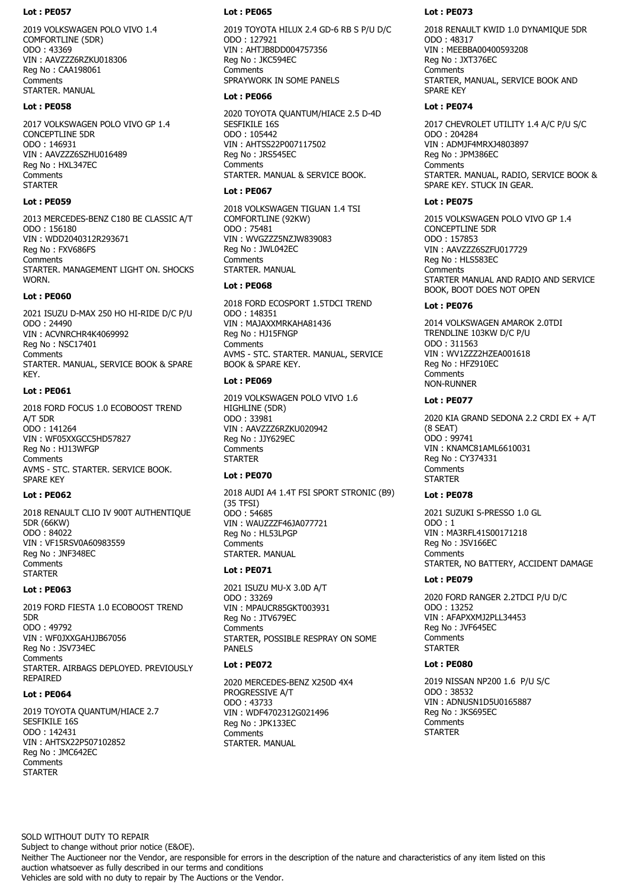**Lot : PE057**

2019 VOLKSWAGEN POLO VIVO 1.4 COMFORTLINE (5DR)
ODO : 43369
VIN : AAVZZZ6RZKU018306
Reg No : CAA198061
Comments
STARTER. MANUAL

**Lot : PE058**

2017 VOLKSWAGEN POLO VIVO GP 1.4 CONCEPTLINE 5DR
ODO : 146931
VIN : AAVZZZ6SZHU016489
Reg No : HXL347EC
Comments
STARTER

**Lot : PE059**

2013 MERCEDES-BENZ C180 BE CLASSIC A/T
ODO : 156180
VIN : WDD2040312R293671
Reg No : FXV686FS
Comments
STARTER. MANAGEMENT LIGHT ON. SHOCKS WORN.

**Lot : PE060**

2021 ISUZU D-MAX 250 HO HI-RIDE D/C P/U
ODO : 24490
VIN : ACVNRCHR4K4069992
Reg No : NSC17401
Comments
STARTER. MANUAL, SERVICE BOOK & SPARE KEY.

**Lot : PE061**

2018 FORD FOCUS 1.0 ECOBOOST TREND A/T 5DR
ODO : 141264
VIN : WF05XXGCC5HD57827
Reg No : HJ13WFGP
Comments
AVMS - STC. STARTER. SERVICE BOOK. SPARE KEY

**Lot : PE062**

2018 RENAULT CLIO IV 900T AUTHENTIQUE 5DR (66KW)
ODO : 84022
VIN : VF15RSV0A60983559
Reg No : JNF348EC
Comments
STARTER

**Lot : PE063**

2019 FORD FIESTA 1.0 ECOBOOST TREND 5DR
ODO : 49792
VIN : WF0JXXGAHJJB67056
Reg No : JSV734EC
Comments
STARTER. AIRBAGS DEPLOYED. PREVIOUSLY REPAIRED

**Lot : PE064**

2019 TOYOTA QUANTUM/HIACE 2.7 SESFIKILE 16S
ODO : 142431
VIN : AHTSX22P507102852
Reg No : JMC642EC
Comments
STARTER

**Lot : PE065**

2019 TOYOTA HILUX 2.4 GD-6 RB S P/U D/C
ODO : 127921
VIN : AHTJB8DD004757356
Reg No : JKC594EC
Comments
SPRAYWORK IN SOME PANELS

**Lot : PE066**

2020 TOYOTA QUANTUM/HIACE 2.5 D-4D SESFIKILE 16S
ODO : 105442
VIN : AHTSS22P007117502
Reg No : JRS545EC
Comments
STARTER. MANUAL & SERVICE BOOK.

**Lot : PE067**

2018 VOLKSWAGEN TIGUAN 1.4 TSI COMFORTLINE (92KW)
ODO : 75481
VIN : WVGZZZ5NZJW839083
Reg No : JWL042EC
Comments
STARTER. MANUAL

**Lot : PE068**

2018 FORD ECOSPORT 1.5TDCI TREND
ODO : 148351
VIN : MAJAXXMRKAHA81436
Reg No : HJ15FNGP
Comments
AVMS - STC. STARTER. MANUAL, SERVICE BOOK & SPARE KEY.

**Lot : PE069**

2019 VOLKSWAGEN POLO VIVO 1.6 HIGHLINE (5DR)
ODO : 33981
VIN : AAVZZZ6RZKU020942
Reg No : JJY629EC
Comments
STARTER

**Lot : PE070**

2018 AUDI A4 1.4T FSI SPORT STRONIC (B9) (35 TFSI)
ODO : 54685
VIN : WAUZZZF46JA077721
Reg No : HL53LPGP
Comments
STARTER. MANUAL

**Lot : PE071**

2021 ISUZU MU-X 3.0D A/T
ODO : 33269
VIN : MPAUCR85GKT003931
Reg No : JTV679EC
Comments
STARTER, POSSIBLE RESPRAY ON SOME PANELS

**Lot : PE072**

2020 MERCEDES-BENZ X250D 4X4 PROGRESSIVE A/T
ODO : 43733
VIN : WDF4702312G021496
Reg No : JPK133EC
Comments
STARTER. MANUAL

**Lot : PE073**

2018 RENAULT KWID 1.0 DYNAMIQUE 5DR
ODO : 48317
VIN : MEEBBA00400593208
Reg No : JXT376EC
Comments
STARTER, MANUAL, SERVICE BOOK AND SPARE KEY

**Lot : PE074**

2017 CHEVROLET UTILITY 1.4 A/C P/U S/C
ODO : 204284
VIN : ADMJF4MRXJ4803897
Reg No : JPM386EC
Comments
STARTER. MANUAL, RADIO, SERVICE BOOK & SPARE KEY. STUCK IN GEAR.

**Lot : PE075**

2015 VOLKSWAGEN POLO VIVO GP 1.4 CONCEPTLINE 5DR
ODO : 157853
VIN : AAVZZZ6SZFU017729
Reg No : HLS583EC
Comments
STARTER MANUAL AND RADIO AND SERVICE BOOK, BOOT DOES NOT OPEN

**Lot : PE076**

2014 VOLKSWAGEN AMAROK 2.0TDI TRENDLINE 103KW D/C P/U
ODO : 311563
VIN : WV1ZZZ2HZEA001618
Reg No : HFZ910EC
Comments
NON-RUNNER

**Lot : PE077**

2020 KIA GRAND SEDONA 2.2 CRDI EX + A/T (8 SEAT)
ODO : 99741
VIN : KNAMC81AML6610031
Reg No : CY374331
Comments
STARTER

**Lot : PE078**

2021 SUZUKI S-PRESSO 1.0 GL
ODO : 1
VIN : MA3RFL41S00171218
Reg No : JSV166EC
Comments
STARTER, NO BATTERY, ACCIDENT DAMAGE

**Lot : PE079**

2020 FORD RANGER 2.2TDCI P/U D/C
ODO : 13252
VIN : AFAPXXMJ2PLL34453
Reg No : JVF645EC
Comments
STARTER

**Lot : PE080**

2019 NISSAN NP200 1.6 P/U S/C
ODO : 38532
VIN : ADNUSN1D5U0165887
Reg No : JKS695EC
Comments
STARTER

SOLD WITHOUT DUTY TO REPAIR
Subject to change without prior notice (E&OE).
Neither The Auctioneer nor the Vendor, are responsible for errors in the description of the nature and characteristics of any item listed on this auction whatsoever as fully described in our terms and conditions
Vehicles are sold with no duty to repair by The Auctions or the Vendor.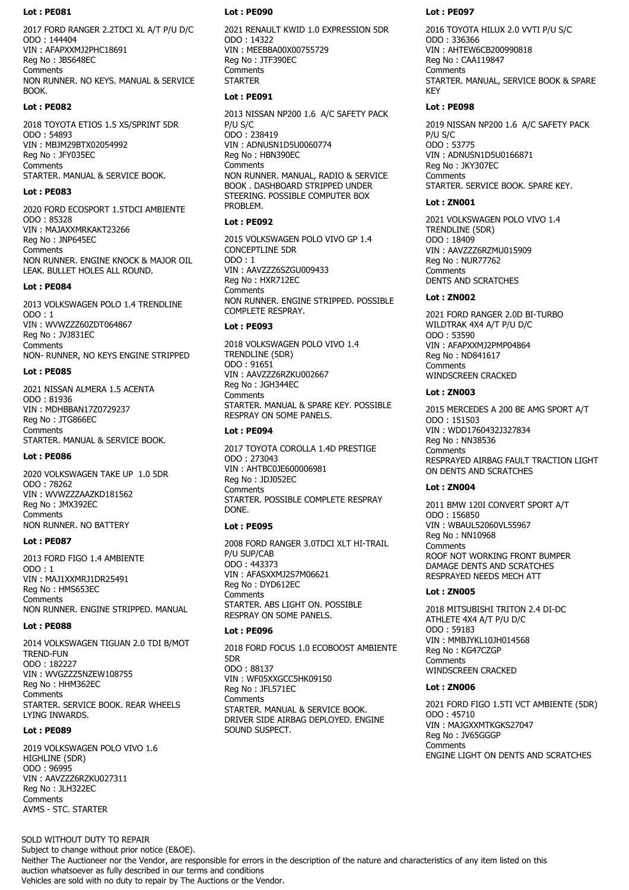**Lot : PE081**

2017 FORD RANGER 2.2TDCI XL A/T P/U D/C
ODO : 144404
VIN : AFAPXXMJ2PHC18691
Reg No : JBS648EC
Comments
NON RUNNER. NO KEYS. MANUAL & SERVICE BOOK.

**Lot : PE082**

2018 TOYOTA ETIOS 1.5 XS/SPRINT 5DR
ODO : 54893
VIN : MBJM29BTX02054992
Reg No : JFY035EC
Comments
STARTER. MANUAL & SERVICE BOOK.

**Lot : PE083**

2020 FORD ECOSPORT 1.5TDCI AMBIENTE
ODO : 85328
VIN : MAJAXXMRKAKT23266
Reg No : JNP645EC
Comments
NON RUNNER. ENGINE KNOCK & MAJOR OIL LEAK. BULLET HOLES ALL ROUND.

**Lot : PE084**

2013 VOLKSWAGEN POLO 1.4 TRENDLINE
ODO : 1
VIN : WVWZZZ60ZDT064867
Reg No : JVJ831EC
Comments
NON- RUNNER, NO KEYS ENGINE STRIPPED

**Lot : PE085**

2021 NISSAN ALMERA 1.5 ACENTA
ODO : 81936
VIN : MDHBBAN17Z0729237
Reg No : JTG866EC
Comments
STARTER. MANUAL & SERVICE BOOK.

**Lot : PE086**

2020 VOLKSWAGEN TAKE UP 1.0 5DR
ODO : 78262
VIN : WVWZZZAAZKD181562
Reg No : JMX392EC
Comments
NON RUNNER. NO BATTERY

**Lot : PE087**

2013 FORD FIGO 1.4 AMBIENTE
ODO : 1
VIN : MAJ1XXMRJ1DR25491
Reg No : HMS653EC
Comments
NON RUNNER. ENGINE STRIPPED. MANUAL

**Lot : PE088**

2014 VOLKSWAGEN TIGUAN 2.0 TDI B/MOT TREND-FUN
ODO : 182227
VIN : WVGZZZ5NZEW108755
Reg No : HHM362EC
Comments
STARTER. SERVICE BOOK. REAR WHEELS LYING INWARDS.

**Lot : PE089**

2019 VOLKSWAGEN POLO VIVO 1.6 HIGHLINE (5DR)
ODO : 96995
VIN : AAVZZZ6RZKU027311
Reg No : JLH322EC
Comments
AVMS - STC. STARTER

**Lot : PE090**

2021 RENAULT KWID 1.0 EXPRESSION 5DR
ODO : 14322
VIN : MEEBBA00X00755729
Reg No : JTF390EC
Comments
STARTER

**Lot : PE091**

2013 NISSAN NP200 1.6 A/C SAFETY PACK P/U S/C
ODO : 238419
VIN : ADNUSN1D5U0060774
Reg No : HBN390EC
Comments
NON RUNNER. MANUAL, RADIO & SERVICE BOOK . DASHBOARD STRIPPED UNDER STEERING. POSSIBLE COMPUTER BOX PROBLEM.

**Lot : PE092**

2015 VOLKSWAGEN POLO VIVO GP 1.4 CONCEPTLINE 5DR
ODO : 1
VIN : AAVZZZ6SZGU009433
Reg No : HXR712EC
Comments
NON RUNNER. ENGINE STRIPPED. POSSIBLE COMPLETE RESPRAY.

**Lot : PE093**

2018 VOLKSWAGEN POLO VIVO 1.4 TRENDLINE (5DR)
ODO : 91651
VIN : AAVZZZ6RZKU002667
Reg No : JGH344EC
Comments
STARTER. MANUAL & SPARE KEY. POSSIBLE RESPRAY ON SOME PANELS.

**Lot : PE094**

2017 TOYOTA COROLLA 1.4D PRESTIGE
ODO : 273043
VIN : AHTBC0JE600006981
Reg No : JDJ052EC
Comments
STARTER. POSSIBLE COMPLETE RESPRAY DONE.

**Lot : PE095**

2008 FORD RANGER 3.0TDCI XLT HI-TRAIL P/U SUP/CAB
ODO : 443373
VIN : AFASXXMJ2S7M06621
Reg No : DYD612EC
Comments
STARTER. ABS LIGHT ON. POSSIBLE RESPRAY ON SOME PANELS.

**Lot : PE096**

2018 FORD FOCUS 1.0 ECOBOOST AMBIENTE 5DR
ODO : 88137
VIN : WF05XXGCC5HK09150
Reg No : JFL571EC
Comments
STARTER. MANUAL & SERVICE BOOK. DRIVER SIDE AIRBAG DEPLOYED. ENGINE SOUND SUSPECT.

**Lot : PE097**

2016 TOYOTA HILUX 2.0 VVTI P/U S/C
ODO : 336366
VIN : AHTEW6CB200990818
Reg No : CAA119847
Comments
STARTER. MANUAL, SERVICE BOOK & SPARE KEY

**Lot : PE098**

2019 NISSAN NP200 1.6 A/C SAFETY PACK P/U S/C
ODO : 53775
VIN : ADNUSN1D5U0166871
Reg No : JKY307EC
Comments
STARTER. SERVICE BOOK. SPARE KEY.

**Lot : ZN001**

2021 VOLKSWAGEN POLO VIVO 1.4 TRENDLINE (5DR)
ODO : 18409
VIN : AAVZZZ6RZMU015909
Reg No : NUR77762
Comments
DENTS AND SCRATCHES

**Lot : ZN002**

2021 FORD RANGER 2.0D BI-TURBO WILDTRAK 4X4 A/T P/U D/C
ODO : 53590
VIN : AFAPXXMJ2PMP04864
Reg No : ND841617
Comments
WINDSCREEN CRACKED

**Lot : ZN003**

2015 MERCEDES A 200 BE AMG SPORT A/T
ODO : 151503
VIN : WDD1760432J327834
Reg No : NN38536
Comments
RESPRAYED AIRBAG FAULT TRACTION LIGHT ON DENTS AND SCRATCHES

**Lot : ZN004**

2011 BMW 120I CONVERT SPORT A/T
ODO : 156850
VIN : WBAUL52060VL55967
Reg No : NN10968
Comments
ROOF NOT WORKING FRONT BUMPER DAMAGE DENTS AND SCRATCHES RESPRAYED NEEDS MECH ATT

**Lot : ZN005**

2018 MITSUBISHI TRITON 2.4 DI-DC ATHLETE 4X4 A/T P/U D/C
ODO : 59183
VIN : MMBJYKL10JH014568
Reg No : KG47CZGP
Comments
WINDSCREEN CRACKED

**Lot : ZN006**

2021 FORD FIGO 1.5TI VCT AMBIENTE (5DR)
ODO : 45710
VIN : MAJGXXMTKGKS27047
Reg No : JV65GGGP
Comments
ENGINE LIGHT ON DENTS AND SCRATCHES

SOLD WITHOUT DUTY TO REPAIR
Subject to change without prior notice (E&OE).
Neither The Auctioneer nor the Vendor, are responsible for errors in the description of the nature and characteristics of any item listed on this auction whatsoever as fully described in our terms and conditions
Vehicles are sold with no duty to repair by The Auctions or the Vendor.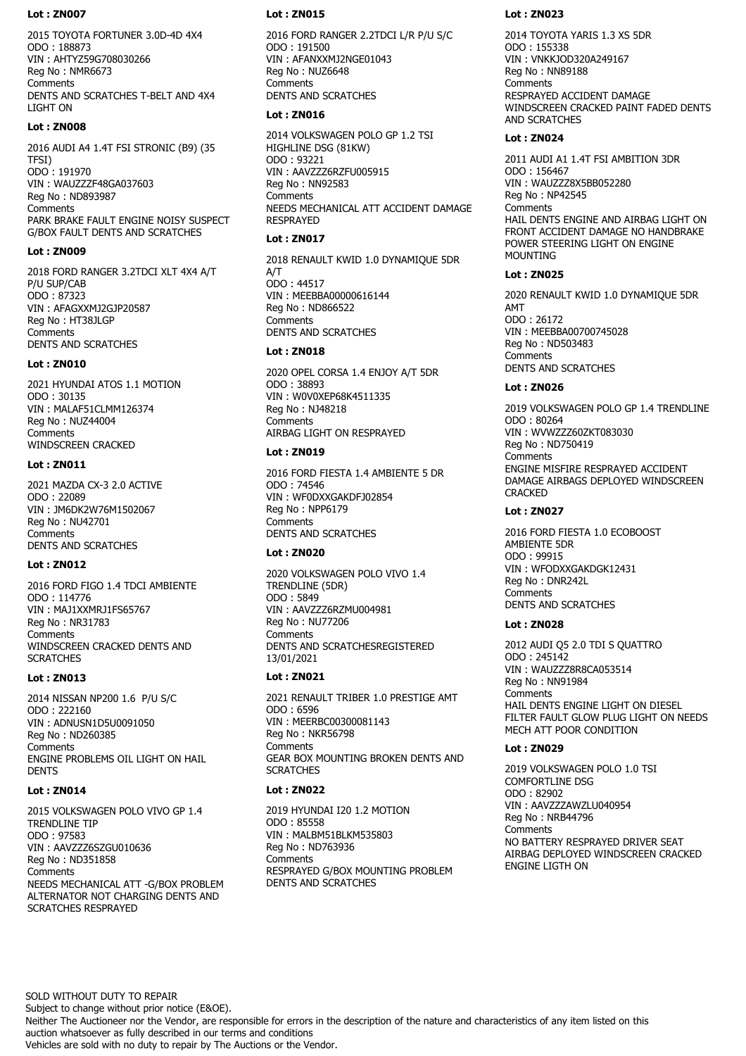### Lot : ZN007

2015 TOYOTA FORTUNER 3.0D-4D 4X4
ODO : 188873
VIN : AHTYZ59G708030266
Reg No : NMR6673
Comments
DENTS AND SCRATCHES T-BELT AND 4X4 LIGHT ON

### Lot : ZN008

2016 AUDI A4 1.4T FSI STRONIC (B9) (35 TFSI)
ODO : 191970
VIN : WAUZZZF48GA037603
Reg No : ND893987
Comments
PARK BRAKE FAULT ENGINE NOISY SUSPECT G/BOX FAULT DENTS AND SCRATCHES

### Lot : ZN009

2018 FORD RANGER 3.2TDCI XLT 4X4 A/T P/U SUP/CAB
ODO : 87323
VIN : AFAGXXMJ2GJP20587
Reg No : HT38JLGP
Comments
DENTS AND SCRATCHES

### Lot : ZN010

2021 HYUNDAI ATOS 1.1 MOTION
ODO : 30135
VIN : MALAF51CLMM126374
Reg No : NUZ44004
Comments
WINDSCREEN CRACKED

### Lot : ZN011

2021 MAZDA CX-3 2.0 ACTIVE
ODO : 22089
VIN : JM6DK2W76M1502067
Reg No : NU42701
Comments
DENTS AND SCRATCHES

### Lot : ZN012

2016 FORD FIGO 1.4 TDCI AMBIENTE
ODO : 114776
VIN : MAJ1XXMRJ1FS65767
Reg No : NR31783
Comments
WINDSCREEN CRACKED DENTS AND SCRATCHES

### Lot : ZN013

2014 NISSAN NP200 1.6 P/U S/C
ODO : 222160
VIN : ADNUSN1D5U0091050
Reg No : ND260385
Comments
ENGINE PROBLEMS OIL LIGHT ON HAIL DENTS

### Lot : ZN014

2015 VOLKSWAGEN POLO VIVO GP 1.4 TRENDLINE TIP
ODO : 97583
VIN : AAVZZZ6SZGU010636
Reg No : ND351858
Comments
NEEDS MECHANICAL ATT -G/BOX PROBLEM ALTERNATOR NOT CHARGING DENTS AND SCRATCHES RESPRAYED

### Lot : ZN015

2016 FORD RANGER 2.2TDCI L/R P/U S/C
ODO : 191500
VIN : AFANXXMJ2NGE01043
Reg No : NUZ6648
Comments
DENTS AND SCRATCHES

### Lot : ZN016

2014 VOLKSWAGEN POLO GP 1.2 TSI HIGHLINE DSG (81KW)
ODO : 93221
VIN : AAVZZZ6RZFU005915
Reg No : NN92583
Comments
NEEDS MECHANICAL ATT ACCIDENT DAMAGE RESPRAYED

### Lot : ZN017

2018 RENAULT KWID 1.0 DYNAMIQUE 5DR A/T
ODO : 44517
VIN : MEEBBA00000616144
Reg No : ND866522
Comments
DENTS AND SCRATCHES

### Lot : ZN018

2020 OPEL CORSA 1.4 ENJOY A/T 5DR
ODO : 38893
VIN : W0V0XEP68K4511335
Reg No : NJ48218
Comments
AIRBAG LIGHT ON RESPRAYED

### Lot : ZN019

2016 FORD FIESTA 1.4 AMBIENTE 5 DR
ODO : 74546
VIN : WF0DXXGAKDFJ02854
Reg No : NPP6179
Comments
DENTS AND SCRATCHES

### Lot : ZN020

2020 VOLKSWAGEN POLO VIVO 1.4 TRENDLINE (5DR)
ODO : 5849
VIN : AAVZZZ6RZMU004981
Reg No : NU77206
Comments
DENTS AND SCRATCHESREGISTERED 13/01/2021

### Lot : ZN021

2021 RENAULT TRIBER 1.0 PRESTIGE AMT
ODO : 6596
VIN : MEERBC00300081143
Reg No : NKR56798
Comments
GEAR BOX MOUNTING BROKEN DENTS AND SCRATCHES

### Lot : ZN022

2019 HYUNDAI I20 1.2 MOTION
ODO : 85558
VIN : MALBM51BLKM535803
Reg No : ND763936
Comments
RESPRAYED G/BOX MOUNTING PROBLEM DENTS AND SCRATCHES

### Lot : ZN023

2014 TOYOTA YARIS 1.3 XS 5DR
ODO : 155338
VIN : VNKKJOD320A249167
Reg No : NN89188
Comments
RESPRAYED ACCIDENT DAMAGE WINDSCREEN CRACKED PAINT FADED DENTS AND SCRATCHES

### Lot : ZN024

2011 AUDI A1 1.4T FSI AMBITION 3DR
ODO : 156467
VIN : WAUZZZ8X5BB052280
Reg No : NP42545
Comments
HAIL DENTS ENGINE AND AIRBAG LIGHT ON FRONT ACCIDENT DAMAGE NO HANDBRAKE POWER STEERING LIGHT ON ENGINE MOUNTING

### Lot : ZN025

2020 RENAULT KWID 1.0 DYNAMIQUE 5DR AMT
ODO : 26172
VIN : MEEBBA00700745028
Reg No : ND503483
Comments
DENTS AND SCRATCHES

### Lot : ZN026

2019 VOLKSWAGEN POLO GP 1.4 TRENDLINE
ODO : 80264
VIN : WVWZZZ60ZKT083030
Reg No : ND750419
Comments
ENGINE MISFIRE RESPRAYED ACCIDENT DAMAGE AIRBAGS DEPLOYED WINDSCREEN CRACKED

### Lot : ZN027

2016 FORD FIESTA 1.0 ECOBOOST AMBIENTE 5DR
ODO : 99915
VIN : WFODXXGAKDGK12431
Reg No : DNR242L
Comments
DENTS AND SCRATCHES

### Lot : ZN028

2012 AUDI Q5 2.0 TDI S QUATTRO
ODO : 245142
VIN : WAUZZZ8R8CA053514
Reg No : NN91984
Comments
HAIL DENTS ENGINE LIGHT ON DIESEL FILTER FAULT GLOW PLUG LIGHT ON NEEDS MECH ATT POOR CONDITION

### Lot : ZN029

2019 VOLKSWAGEN POLO 1.0 TSI COMFORTLINE DSG
ODO : 82902
VIN : AAVZZZAWZLU040954
Reg No : NRB44796
Comments
NO BATTERY RESPRAYED DRIVER SEAT AIRBAG DEPLOYED WINDSCREEN CRACKED ENGINE LIGTH ON

SOLD WITHOUT DUTY TO REPAIR
Subject to change without prior notice (E&OE).
Neither The Auctioneer nor the Vendor, are responsible for errors in the description of the nature and characteristics of any item listed on this auction whatsoever as fully described in our terms and conditions
Vehicles are sold with no duty to repair by The Auctions or the Vendor.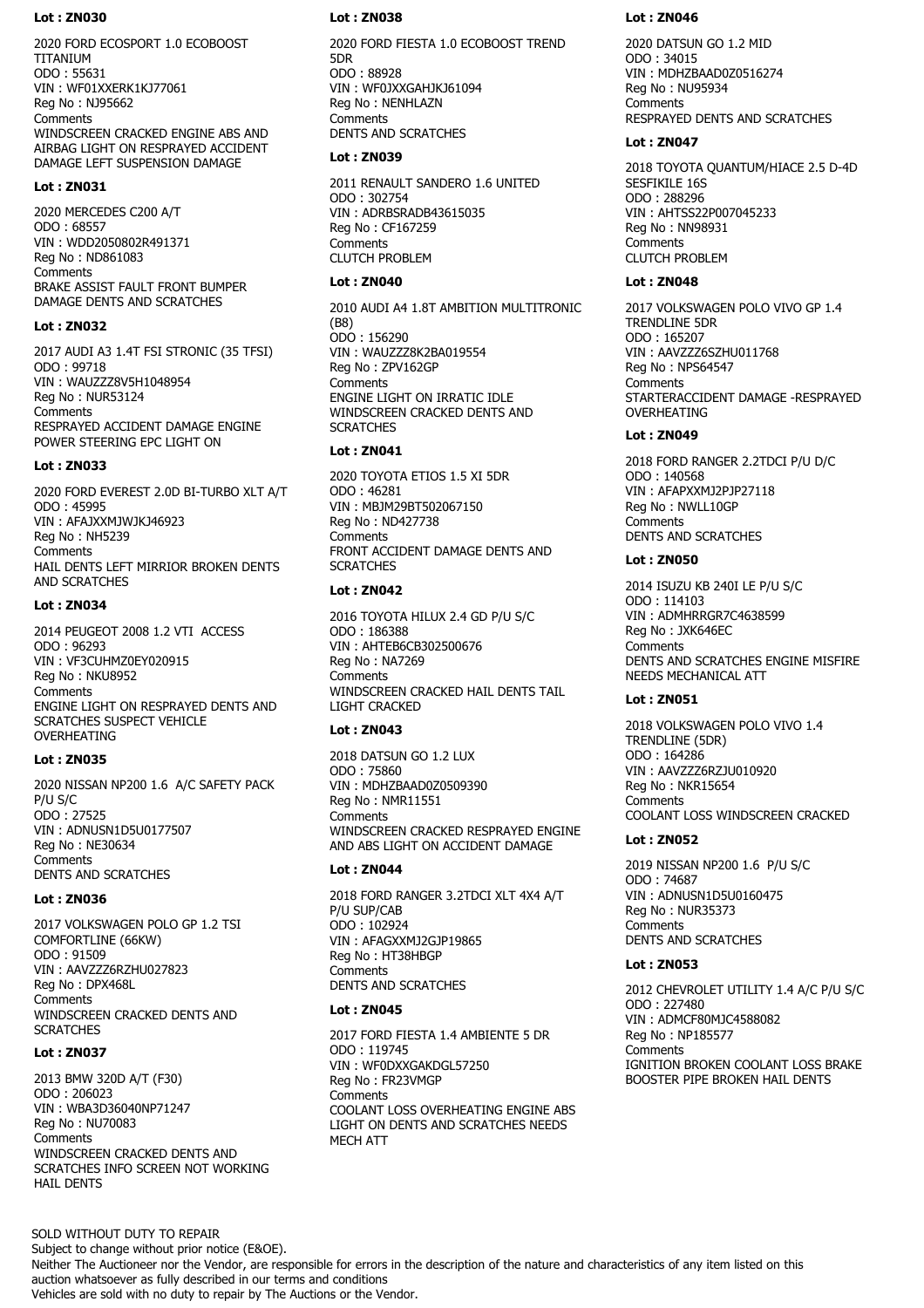**Lot : ZN030**

2020 FORD ECOSPORT 1.0 ECOBOOST TITANIUM
ODO : 55631
VIN : WF01XXERK1KJ77061
Reg No : NJ95662
Comments
WINDSCREEN CRACKED ENGINE ABS AND AIRBAG LIGHT ON RESPRAYED ACCIDENT DAMAGE LEFT SUSPENSION DAMAGE

**Lot : ZN031**

2020 MERCEDES C200 A/T
ODO : 68557
VIN : WDD2050802R491371
Reg No : ND861083
Comments
BRAKE ASSIST FAULT FRONT BUMPER DAMAGE DENTS AND SCRATCHES

**Lot : ZN032**

2017 AUDI A3 1.4T FSI STRONIC (35 TFSI)
ODO : 99718
VIN : WAUZZZ8V5H1048954
Reg No : NUR53124
Comments
RESPRAYED ACCIDENT DAMAGE ENGINE POWER STEERING EPC LIGHT ON

**Lot : ZN033**

2020 FORD EVEREST 2.0D BI-TURBO XLT A/T
ODO : 45995
VIN : AFAJXXMJWJKJ46923
Reg No : NH5239
Comments
HAIL DENTS LEFT MIRROR BROKEN DENTS AND SCRATCHES

**Lot : ZN034**

2014 PEUGEOT 2008 1.2 VTI ACCESS
ODO : 96293
VIN : VF3CUHMZ0EY020915
Reg No : NKU8952
Comments
ENGINE LIGHT ON RESPRAYED DENTS AND SCRATCHES SUSPECT VEHICLE OVERHEATING

**Lot : ZN035**

2020 NISSAN NP200 1.6 A/C SAFETY PACK P/U S/C
ODO : 27525
VIN : ADNUSN1D5U0177507
Reg No : NE30634
Comments
DENTS AND SCRATCHES

**Lot : ZN036**

2017 VOLKSWAGEN POLO GP 1.2 TSI COMFORTLINE (66KW)
ODO : 91509
VIN : AAVZZZ6RZHU027823
Reg No : DPX468L
Comments
WINDSCREEN CRACKED DENTS AND SCRATCHES

**Lot : ZN037**

2013 BMW 320D A/T (F30)
ODO : 206023
VIN : WBA3D36040NP71247
Reg No : NU70083
Comments
WINDSCREEN CRACKED DENTS AND SCRATCHES INFO SCREEN NOT WORKING HAIL DENTS

**Lot : ZN038**

2020 FORD FIESTA 1.0 ECOBOOST TREND 5DR
ODO : 88928
VIN : WF0JXXGAHJKJ61094
Reg No : NENHLAZN
Comments
DENTS AND SCRATCHES

**Lot : ZN039**

2011 RENAULT SANDERO 1.6 UNITED
ODO : 302754
VIN : ADRBSRADB43615035
Reg No : CF167259
Comments
CLUTCH PROBLEM

**Lot : ZN040**

2010 AUDI A4 1.8T AMBITION MULTITRONIC (B8)
ODO : 156290
VIN : WAUZZZ8K2BA019554
Reg No : ZPV162GP
Comments
ENGINE LIGHT ON IRRATIC IDLE WINDSCREEN CRACKED DENTS AND SCRATCHES

**Lot : ZN041**

2020 TOYOTA ETIOS 1.5 XI 5DR
ODO : 46281
VIN : MBJM29BT502067150
Reg No : ND427738
Comments
FRONT ACCIDENT DAMAGE DENTS AND SCRATCHES

**Lot : ZN042**

2016 TOYOTA HILUX 2.4 GD P/U S/C
ODO : 186388
VIN : AHTEB6CB302500676
Reg No : NA7269
Comments
WINDSCREEN CRACKED HAIL DENTS TAIL LIGHT CRACKED

**Lot : ZN043**

2018 DATSUN GO 1.2 LUX
ODO : 75860
VIN : MDHZBAAD0Z0509390
Reg No : NMR11551
Comments
WINDSCREEN CRACKED RESPRAYED ENGINE AND ABS LIGHT ON ACCIDENT DAMAGE

**Lot : ZN044**

2018 FORD RANGER 3.2TDCI XLT 4X4 A/T P/U SUP/CAB
ODO : 102924
VIN : AFAGXXMJ2GJP19865
Reg No : HT38HBGP
Comments
DENTS AND SCRATCHES

**Lot : ZN045**

2017 FORD FIESTA 1.4 AMBIENTE 5 DR
ODO : 119745
VIN : WF0DXXGAKDGL57250
Reg No : FR23VMGP
Comments
COOLANT LOSS OVERHEATING ENGINE ABS LIGHT ON DENTS AND SCRATCHES NEEDS MECH ATT

**Lot : ZN046**

2020 DATSUN GO 1.2 MID
ODO : 34015
VIN : MDHZBAAD0Z0516274
Reg No : NU95934
Comments
RESPRAYED DENTS AND SCRATCHES

**Lot : ZN047**

2018 TOYOTA QUANTUM/HIACE 2.5 D-4D SESFIKILE 16S
ODO : 288296
VIN : AHTSS22P007045233
Reg No : NN98931
Comments
CLUTCH PROBLEM

**Lot : ZN048**

2017 VOLKSWAGEN POLO VIVO GP 1.4 TRENDLINE 5DR
ODO : 165207
VIN : AAVZZZ6SZHU011768
Reg No : NPS64547
Comments
STARTERACCIDENT DAMAGE -RESPRAYED OVERHEATING

**Lot : ZN049**

2018 FORD RANGER 2.2TDCI P/U D/C
ODO : 140568
VIN : AFAPXXMJ2PJP27118
Reg No : NWLL10GP
Comments
DENTS AND SCRATCHES

**Lot : ZN050**

2014 ISUZU KB 240I LE P/U S/C
ODO : 114103
VIN : ADMHRRGR7C4638599
Reg No : JXK646EC
Comments
DENTS AND SCRATCHES ENGINE MISFIRE NEEDS MECHANICAL ATT

**Lot : ZN051**

2018 VOLKSWAGEN POLO VIVO 1.4 TRENDLINE (5DR)
ODO : 164286
VIN : AAVZZZ6RZJU010920
Reg No : NKR15654
Comments
COOLANT LOSS WINDSCREEN CRACKED

**Lot : ZN052**

2019 NISSAN NP200 1.6 P/U S/C
ODO : 74687
VIN : ADNUSN1D5U0160475
Reg No : NUR35373
Comments
DENTS AND SCRATCHES

**Lot : ZN053**

2012 CHEVROLET UTILITY 1.4 A/C P/U S/C
ODO : 227480
VIN : ADMCF80MJC4588082
Reg No : NP185577
Comments
IGNITION BROKEN COOLANT LOSS BRAKE BOOSTER PIPE BROKEN HAIL DENTS

SOLD WITHOUT DUTY TO REPAIR
Subject to change without prior notice (E&OE).
Neither The Auctioneer nor the Vendor, are responsible for errors in the description of the nature and characteristics of any item listed on this auction whatsoever as fully described in our terms and conditions
Vehicles are sold with no duty to repair by The Auctions or the Vendor.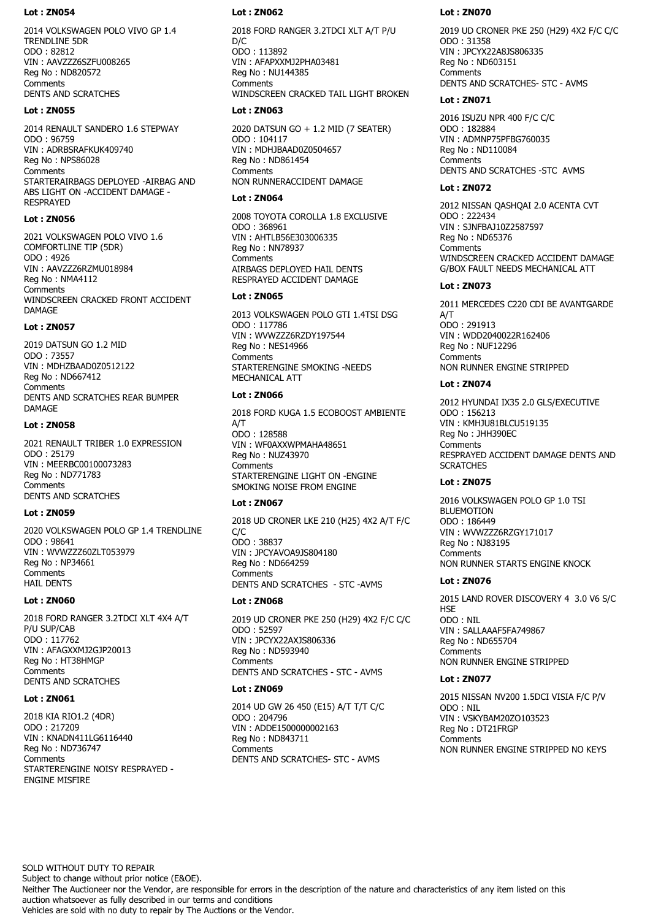**Lot : ZN054**

2014 VOLKSWAGEN POLO VIVO GP 1.4 TRENDLINE 5DR
ODO : 82812
VIN : AAVZZZ6SZFU008265
Reg No : ND820572
Comments
DENTS AND SCRATCHES

**Lot : ZN055**

2014 RENAULT SANDERO 1.6 STEPWAY
ODO : 96759
VIN : ADRBSRAFKUK409740
Reg No : NPS86028
Comments
STARTERAIRBAGS DEPLOYED -AIRBAG AND ABS LIGHT ON -ACCIDENT DAMAGE - RESPRAYED

**Lot : ZN056**

2021 VOLKSWAGEN POLO VIVO 1.6 COMFORTLINE TIP (5DR)
ODO : 4926
VIN : AAVZZZ6RZMU018984
Reg No : NMA4112
Comments
WINDSCREEN CRACKED FRONT ACCIDENT DAMAGE

**Lot : ZN057**

2019 DATSUN GO 1.2 MID
ODO : 73557
VIN : MDHZBAAD0Z0512122
Reg No : ND667412
Comments
DENTS AND SCRATCHES REAR BUMPER DAMAGE

**Lot : ZN058**

2021 RENAULT TRIBER 1.0 EXPRESSION
ODO : 25179
VIN : MEERBC00100073283
Reg No : ND771783
Comments
DENTS AND SCRATCHES

**Lot : ZN059**

2020 VOLKSWAGEN POLO GP 1.4 TRENDLINE
ODO : 98641
VIN : WVWZZZ60ZLT053979
Reg No : NP34661
Comments
HAIL DENTS

**Lot : ZN060**

2018 FORD RANGER 3.2TDCI XLT 4X4 A/T P/U SUP/CAB
ODO : 117762
VIN : AFAGXXMJ2GJP20013
Reg No : HT38HMGP
Comments
DENTS AND SCRATCHES

**Lot : ZN061**

2018 KIA RIO1.2 (4DR)
ODO : 217209
VIN : KNADN411LG6116440
Reg No : ND736747
Comments
STARTERENGINE NOISY RESPRAYED - ENGINE MISFIRE

**Lot : ZN062**

2018 FORD RANGER 3.2TDCI XLT A/T P/U D/C
ODO : 113892
VIN : AFAPXXMJ2PHA03481
Reg No : NU144385
Comments
WINDSCREEN CRACKED TAIL LIGHT BROKEN

**Lot : ZN063**

2020 DATSUN GO + 1.2 MID (7 SEATER)
ODO : 104117
VIN : MDHJBAAD0Z0504657
Reg No : ND861454
Comments
NON RUNNERACCIDENT DAMAGE

**Lot : ZN064**

2008 TOYOTA COROLLA 1.8 EXCLUSIVE
ODO : 368961
VIN : AHTLB56E303006335
Reg No : NN78937
Comments
AIRBAGS DEPLOYED HAIL DENTS RESPRAYED ACCIDENT DAMAGE

**Lot : ZN065**

2013 VOLKSWAGEN POLO GTI 1.4TSI DSG
ODO : 117786
VIN : WVWZZZ6RZDY197544
Reg No : NES14966
Comments
STARTERENGINE SMOKING -NEEDS MECHANICAL ATT

**Lot : ZN066**

2018 FORD KUGA 1.5 ECOBOOST AMBIENTE A/T
ODO : 128588
VIN : WF0AXXWPMAHA48651
Reg No : NUZ43970
Comments
STARTERENGINE LIGHT ON -ENGINE SMOKING NOISE FROM ENGINE

**Lot : ZN067**

2018 UD CRONER LKE 210 (H25) 4X2 A/T F/C C/C
ODO : 38837
VIN : JPCYAVOA9JS804180
Reg No : ND664259
Comments
DENTS AND SCRATCHES - STC -AVMS

**Lot : ZN068**

2019 UD CRONER PKE 250 (H29) 4X2 F/C C/C
ODO : 52597
VIN : JPCYX22AXJS806336
Reg No : ND593940
Comments
DENTS AND SCRATCHES - STC - AVMS

**Lot : ZN069**

2014 UD GW 26 450 (E15) A/T T/T C/C
ODO : 204796
VIN : ADDE1500000002163
Reg No : ND843711
Comments
DENTS AND SCRATCHES- STC - AVMS

**Lot : ZN070**

2019 UD CRONER PKE 250 (H29) 4X2 F/C C/C
ODO : 31358
VIN : JPCYX22A8JS806335
Reg No : ND603151
Comments
DENTS AND SCRATCHES- STC - AVMS

**Lot : ZN071**

2016 ISUZU NPR 400 F/C C/C
ODO : 182884
VIN : ADMNP75PFBG760035
Reg No : ND110084
Comments
DENTS AND SCRATCHES -STC AVMS

**Lot : ZN072**

2012 NISSAN QASHQAI 2.0 ACENTA CVT
ODO : 222434
VIN : SJNFBAJ10Z2587597
Reg No : ND65376
Comments
WINDSCREEN CRACKED ACCIDENT DAMAGE G/BOX FAULT NEEDS MECHANICAL ATT

**Lot : ZN073**

2011 MERCEDES C220 CDI BE AVANTGARDE A/T
ODO : 291913
VIN : WDD2040022R162406
Reg No : NUF12296
Comments
NON RUNNER ENGINE STRIPPED

**Lot : ZN074**

2012 HYUNDAI IX35 2.0 GLS/EXECUTIVE
ODO : 156213
VIN : KMHJU81BLCU519135
Reg No : JHH390EC
Comments
RESPRAYED ACCIDENT DAMAGE DENTS AND SCRATCHES

**Lot : ZN075**

2016 VOLKSWAGEN POLO GP 1.0 TSI BLUEMOTION
ODO : 186449
VIN : WVWZZZ6RZGY171017
Reg No : NJ83195
Comments
NON RUNNER STARTS ENGINE KNOCK

**Lot : ZN076**

2015 LAND ROVER DISCOVERY 4 3.0 V6 S/C HSE
ODO : NIL
VIN : SALLAAAF5FA749867
Reg No : ND655704
Comments
NON RUNNER ENGINE STRIPPED

**Lot : ZN077**

2015 NISSAN NV200 1.5DCI VISIA F/C P/V
ODO : NIL
VIN : VSKYBAM20ZO103523
Reg No : DT21FRGP
Comments
NON RUNNER ENGINE STRIPPED NO KEYS

SOLD WITHOUT DUTY TO REPAIR
Subject to change without prior notice (E&OE).
Neither The Auctioneer nor the Vendor, are responsible for errors in the description of the nature and characteristics of any item listed on this auction whatsoever as fully described in our terms and conditions
Vehicles are sold with no duty to repair by The Auctions or the Vendor.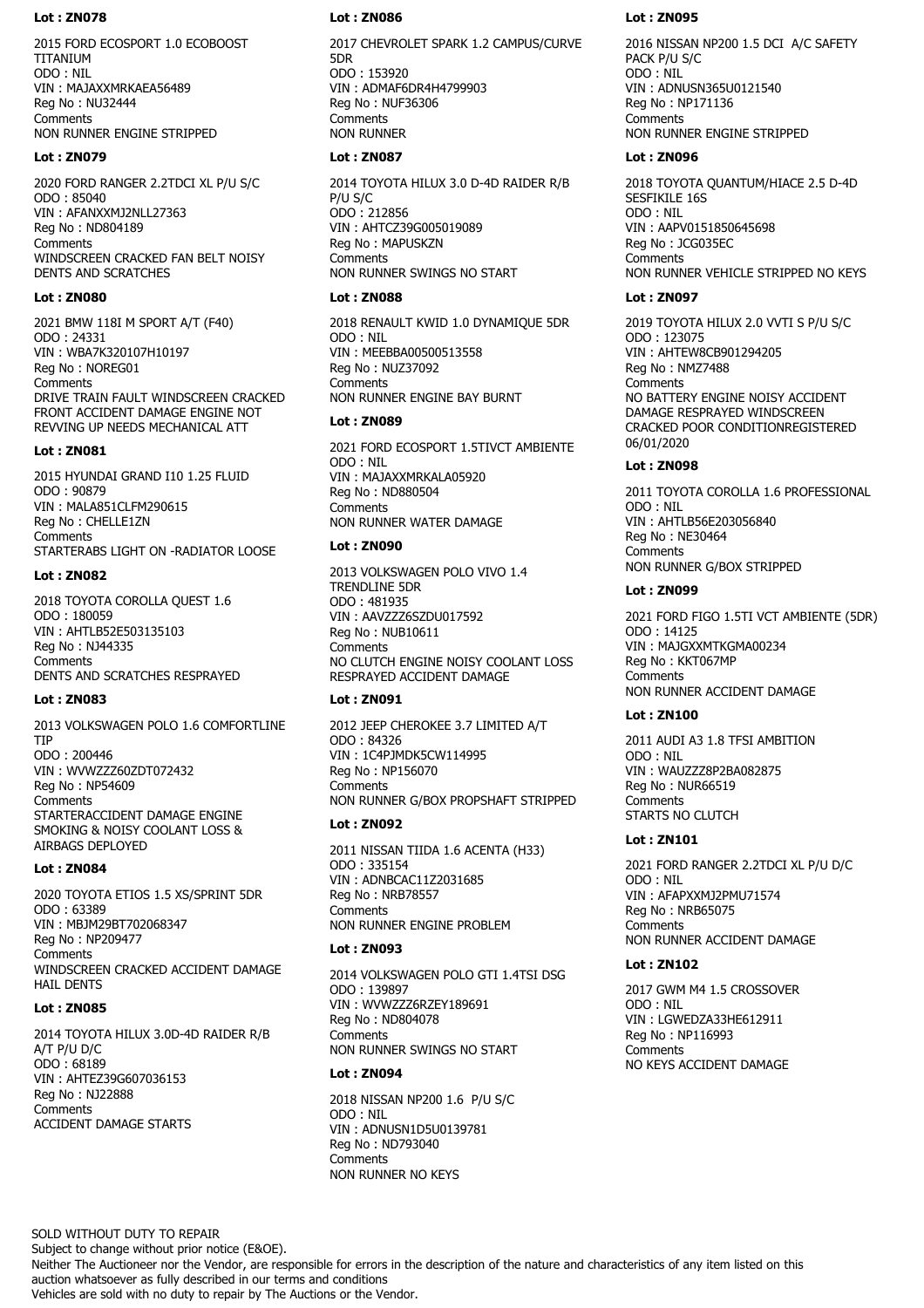### Lot : ZN078

2015 FORD ECOSPORT 1.0 ECOBOOST TITANIUM
ODO : NIL
VIN : MAJAXXMRKAEA56489
Reg No : NU32444
Comments
NON RUNNER ENGINE STRIPPED

### Lot : ZN079

2020 FORD RANGER 2.2TDCI XL P/U S/C
ODO : 85040
VIN : AFANXXMJ2NLL27363
Reg No : ND804189
Comments
WINDSCREEN CRACKED FAN BELT NOISY DENTS AND SCRATCHES

### Lot : ZN080

2021 BMW 118I M SPORT A/T (F40)
ODO : 24331
VIN : WBA7K320107H10197
Reg No : NOREG01
Comments
DRIVE TRAIN FAULT WINDSCREEN CRACKED FRONT ACCIDENT DAMAGE ENGINE NOT REVVING UP NEEDS MECHANICAL ATT

### Lot : ZN081

2015 HYUNDAI GRAND I10 1.25 FLUID
ODO : 90879
VIN : MALA851CLFM290615
Reg No : CHELLE1ZN
Comments
STARTERABS LIGHT ON -RADIATOR LOOSE

### Lot : ZN082

2018 TOYOTA COROLLA QUEST 1.6
ODO : 180059
VIN : AHTLB52E503135103
Reg No : NJ44335
Comments
DENTS AND SCRATCHES RESPRAYED

### Lot : ZN083

2013 VOLKSWAGEN POLO 1.6 COMFORTLINE TIP
ODO : 200446
VIN : WVWZZZ60ZDT072432
Reg No : NP54609
Comments
STARTERACCIDENT DAMAGE ENGINE SMOKING & NOISY COOLANT LOSS & AIRBAGS DEPLOYED

### Lot : ZN084

2020 TOYOTA ETIOS 1.5 XS/SPRINT 5DR
ODO : 63389
VIN : MBJM29BT702068347
Reg No : NP209477
Comments
WINDSCREEN CRACKED ACCIDENT DAMAGE HAIL DENTS

### Lot : ZN085

2014 TOYOTA HILUX 3.0D-4D RAIDER R/B A/T P/U D/C
ODO : 68189
VIN : AHTEZ39G607036153
Reg No : NJ22888
Comments
ACCIDENT DAMAGE STARTS

### Lot : ZN086

2017 CHEVROLET SPARK 1.2 CAMPUS/CURVE 5DR
ODO : 153920
VIN : ADMAF6DR4H4799903
Reg No : NUF36306
Comments
NON RUNNER

### Lot : ZN087

2014 TOYOTA HILUX 3.0 D-4D RAIDER R/B P/U S/C
ODO : 212856
VIN : AHTCZ39G005019089
Reg No : MAPUSKZN
Comments
NON RUNNER SWINGS NO START

### Lot : ZN088

2018 RENAULT KWID 1.0 DYNAMIQUE 5DR
ODO : NIL
VIN : MEEBBA00500513558
Reg No : NUZ37092
Comments
NON RUNNER ENGINE BAY BURNT

### Lot : ZN089

2021 FORD ECOSPORT 1.5TIVCT AMBIENTE
ODO : NIL
VIN : MAJAXXMRKALA05920
Reg No : ND880504
Comments
NON RUNNER WATER DAMAGE

### Lot : ZN090

2013 VOLKSWAGEN POLO VIVO 1.4 TRENDLINE 5DR
ODO : 481935
VIN : AAVZZZ6SZDU017592
Reg No : NUB10611
Comments
NO CLUTCH ENGINE NOISY COOLANT LOSS RESPRAYED ACCIDENT DAMAGE

### Lot : ZN091

2012 JEEP CHEROKEE 3.7 LIMITED A/T
ODO : 84326
VIN : 1C4PJMDK5CW114995
Reg No : NP156070
Comments
NON RUNNER G/BOX PROPSHAFT STRIPPED

### Lot : ZN092

2011 NISSAN TIIDA 1.6 ACENTA (H33)
ODO : 335154
VIN : ADNBCAC11Z2031685
Reg No : NRB78557
Comments
NON RUNNER ENGINE PROBLEM

### Lot : ZN093

2014 VOLKSWAGEN POLO GTI 1.4TSI DSG
ODO : 139897
VIN : WVWZZZ6RZEY189691
Reg No : ND804078
Comments
NON RUNNER SWINGS NO START

### Lot : ZN094

2018 NISSAN NP200 1.6 P/U S/C
ODO : NIL
VIN : ADNUSN1D5U0139781
Reg No : ND793040
Comments
NON RUNNER NO KEYS

### Lot : ZN095

2016 NISSAN NP200 1.5 DCI A/C SAFETY PACK P/U S/C
ODO : NIL
VIN : ADNUSN365U0121540
Reg No : NP171136
Comments
NON RUNNER ENGINE STRIPPED

### Lot : ZN096

2018 TOYOTA QUANTUM/HIACE 2.5 D-4D SESFIKILE 16S
ODO : NIL
VIN : AAPV0151850645698
Reg No : JCG035EC
Comments
NON RUNNER VEHICLE STRIPPED NO KEYS

### Lot : ZN097

2019 TOYOTA HILUX 2.0 VVTI S P/U S/C
ODO : 123075
VIN : AHTEW8CB901294205
Reg No : NMZ7488
Comments
NO BATTERY ENGINE NOISY ACCIDENT DAMAGE RESPRAYED WINDSCREEN CRACKED POOR CONDITIONREGISTERED 06/01/2020

### Lot : ZN098

2011 TOYOTA COROLLA 1.6 PROFESSIONAL
ODO : NIL
VIN : AHTLB56E203056840
Reg No : NE30464
Comments
NON RUNNER G/BOX STRIPPED

### Lot : ZN099

2021 FORD FIGO 1.5TI VCT AMBIENTE (5DR)
ODO : 14125
VIN : MAJGXXMTKGMA00234
Reg No : KKT067MP
Comments
NON RUNNER ACCIDENT DAMAGE

### Lot : ZN100

2011 AUDI A3 1.8 TFSI AMBITION
ODO : NIL
VIN : WAUZZZ8P2BA082875
Reg No : NUR66519
Comments
STARTS NO CLUTCH

### Lot : ZN101

2021 FORD RANGER 2.2TDCI XL P/U D/C
ODO : NIL
VIN : AFAPXXMJ2PMU71574
Reg No : NRB65075
Comments
NON RUNNER ACCIDENT DAMAGE

### Lot : ZN102

2017 GWM M4 1.5 CROSSOVER
ODO : NIL
VIN : LGWEDZA33HE612911
Reg No : NP116993
Comments
NO KEYS ACCIDENT DAMAGE

SOLD WITHOUT DUTY TO REPAIR
Subject to change without prior notice (E&OE).
Neither The Auctioneer nor the Vendor, are responsible for errors in the description of the nature and characteristics of any item listed on this auction whatsoever as fully described in our terms and conditions
Vehicles are sold with no duty to repair by The Auctions or the Vendor.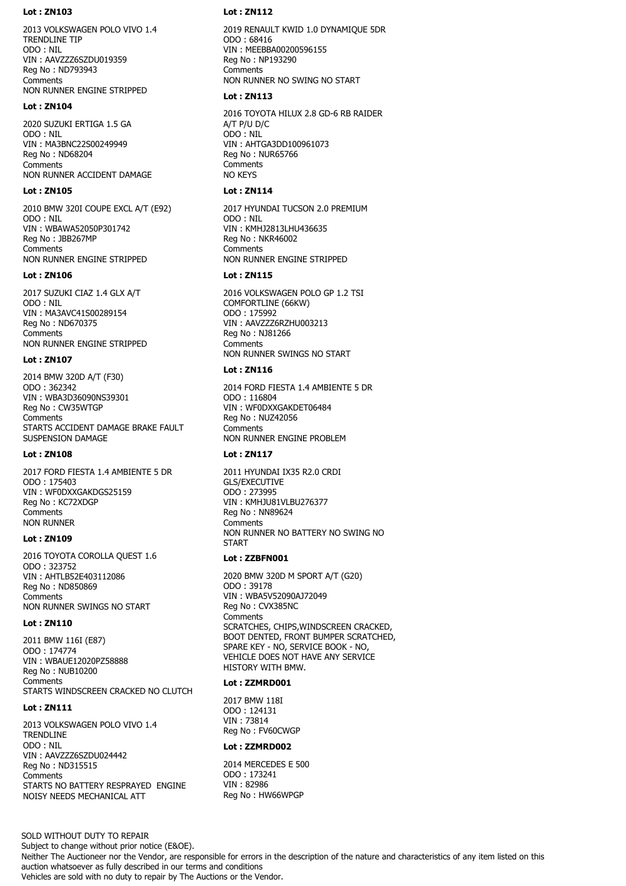**Lot : ZN103**

2013 VOLKSWAGEN POLO VIVO 1.4 TRENDLINE TIP
ODO : NIL
VIN : AAVZZZ6SZDU019359
Reg No : ND793943
Comments
NON RUNNER ENGINE STRIPPED

**Lot : ZN104**

2020 SUZUKI ERTIGA 1.5 GA
ODO : NIL
VIN : MA3BNC22S00249949
Reg No : ND68204
Comments
NON RUNNER ACCIDENT DAMAGE

**Lot : ZN105**

2010 BMW 320I COUPE EXCL A/T (E92)
ODO : NIL
VIN : WBAWA52050P301742
Reg No : JBB267MP
Comments
NON RUNNER ENGINE STRIPPED

**Lot : ZN106**

2017 SUZUKI CIAZ 1.4 GLX A/T
ODO : NIL
VIN : MA3AVC41S00289154
Reg No : ND670375
Comments
NON RUNNER ENGINE STRIPPED

**Lot : ZN107**

2014 BMW 320D A/T (F30)
ODO : 362342
VIN : WBA3D36090NS39301
Reg No : CW35WTGP
Comments
STARTS ACCIDENT DAMAGE BRAKE FAULT SUSPENSION DAMAGE

**Lot : ZN108**

2017 FORD FIESTA 1.4 AMBIENTE 5 DR
ODO : 175403
VIN : WF0DXXGAKDGS25159
Reg No : KC72XDGP
Comments
NON RUNNER

**Lot : ZN109**

2016 TOYOTA COROLLA QUEST 1.6
ODO : 323752
VIN : AHTLB52E403112086
Reg No : ND850869
Comments
NON RUNNER SWINGS NO START

**Lot : ZN110**

2011 BMW 116I (E87)
ODO : 174774
VIN : WBAUE12020PZ58888
Reg No : NUB10200
Comments
STARTS WINDSCREEN CRACKED NO CLUTCH

**Lot : ZN111**

2013 VOLKSWAGEN POLO VIVO 1.4 TRENDLINE
ODO : NIL
VIN : AAVZZZ6SZDU024442
Reg No : ND315515
Comments
STARTS NO BATTERY RESPRAYED ENGINE NOISY NEEDS MECHANICAL ATT

**Lot : ZN112**

2019 RENAULT KWID 1.0 DYNAMIQUE 5DR
ODO : 68416
VIN : MEEBBA00200596155
Reg No : NP193290
Comments
NON RUNNER NO SWING NO START

**Lot : ZN113**

2016 TOYOTA HILUX 2.8 GD-6 RB RAIDER A/T P/U D/C
ODO : NIL
VIN : AHTGA3DD100961073
Reg No : NUR65766
Comments
NO KEYS

**Lot : ZN114**

2017 HYUNDAI TUCSON 2.0 PREMIUM
ODO : NIL
VIN : KMHJ2813LHU436635
Reg No : NKR46002
Comments
NON RUNNER ENGINE STRIPPED

**Lot : ZN115**

2016 VOLKSWAGEN POLO GP 1.2 TSI COMFORTLINE (66KW)
ODO : 175992
VIN : AAVZZZ6RZHU003213
Reg No : NJ81266
Comments
NON RUNNER SWINGS NO START

**Lot : ZN116**

2014 FORD FIESTA 1.4 AMBIENTE 5 DR
ODO : 116804
VIN : WF0DXXGAKDET06484
Reg No : NUZ42056
Comments
NON RUNNER ENGINE PROBLEM

**Lot : ZN117**

2011 HYUNDAI IX35 R2.0 CRDI GLS/EXECUTIVE
ODO : 273995
VIN : KMHJU81VLBU276377
Reg No : NN89624
Comments
NON RUNNER NO BATTERY NO SWING NO START

**Lot : ZZBFN001**

2020 BMW 320D M SPORT A/T (G20)
ODO : 39178
VIN : WBA5V52090AJ72049
Reg No : CVX385NC
Comments
SCRATCHES, CHIPS,WINDSCREEN CRACKED, BOOT DENTED, FRONT BUMPER SCRATCHED, SPARE KEY - NO, SERVICE BOOK - NO, VEHICLE DOES NOT HAVE ANY SERVICE HISTORY WITH BMW.

**Lot : ZZMRD001**

2017 BMW 118I
ODO : 124131
VIN : 73814
Reg No : FV60CWGP

**Lot : ZZMRD002**

2014 MERCEDES E 500
ODO : 173241
VIN : 82986
Reg No : HW66WPGP

SOLD WITHOUT DUTY TO REPAIR
Subject to change without prior notice (E&OE).
Neither The Auctioneer nor the Vendor, are responsible for errors in the description of the nature and characteristics of any item listed on this auction whatsoever as fully described in our terms and conditions
Vehicles are sold with no duty to repair by The Auctions or the Vendor.